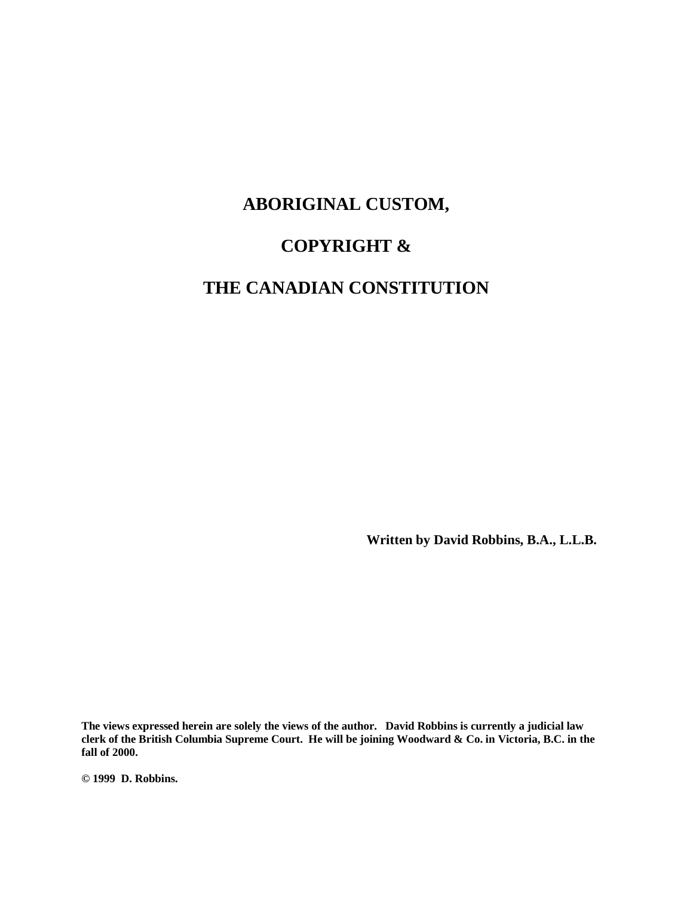# ABORIGINAL CUSTOM,

# COPYRIGHT &

# THE CANADIAN CONSTITUTION

**Written by David Robbins, B.A., L.L.B.**

**The views expressed herein are solely the views of the author. David Robbins is currently a judicial law clerk of the British Columbia Supreme Court. He will be joining Woodward & Co. in Victoria, B.C. in the fall of 2000.**

**© 1999 D. Robbins.**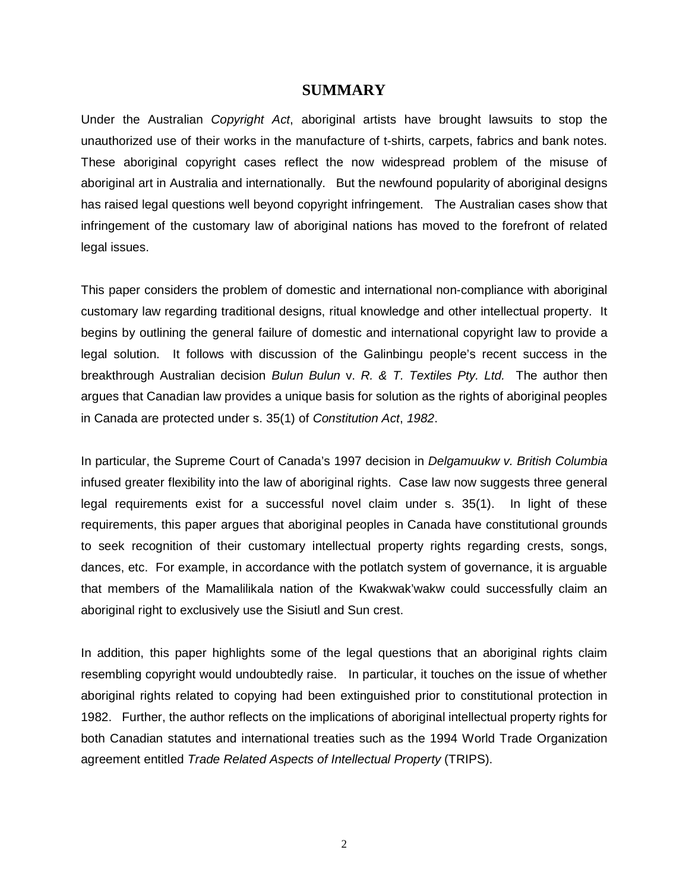# SUMMARY

Under the Australian *Copyright Act*, aboriginal artists have brought lawsuits to stop the unauthorized use of their works in the manufacture of t-shirts, carpets, fabrics and bank notes. These aboriginal copyright cases reflect the now widespread problem of the misuse of aboriginal art in Australia and internationally. But the newfound popularity of aboriginal designs has raised legal questions well beyond copyright infringement. The Australian cases show that infringement of the customary law of aboriginal nations has moved to the forefront of related legal issues.

This paper considers the problem of domestic and international non-compliance with aboriginal customary law regarding traditional designs, ritual knowledge and other intellectual property. It begins by outlining the general failure of domestic and international copyright law to provide a legal solution. It follows with discussion of the Galinbingu people's recent success in the breakthrough Australian decision *Bulun Bulun* v. *R. & T. Textiles Pty. Ltd.* The author then argues that Canadian law provides a unique basis for solution as the rights of aboriginal peoples in Canada are protected under s. 35(1) of *Constitution Act*, *1982*.

In particular, the Supreme Court of Canada's 1997 decision in *Delgamuukw v. British Columbia* infused greater flexibility into the law of aboriginal rights. Case law now suggests three general legal requirements exist for a successful novel claim under s. 35(1). In light of these requirements, this paper argues that aboriginal peoples in Canada have constitutional grounds to seek recognition of their customary intellectual property rights regarding crests, songs, dances, etc. For example, in accordance with the potlatch system of governance, it is arguable that members of the Mamalilikala nation of the Kwakwak'wakw could successfully claim an aboriginal right to exclusively use the Sisiutl and Sun crest.

In addition, this paper highlights some of the legal questions that an aboriginal rights claim resembling copyright would undoubtedly raise. In particular, it touches on the issue of whether aboriginal rights related to copying had been extinguished prior to constitutional protection in 1982. Further, the author reflects on the implications of aboriginal intellectual property rights for both Canadian statutes and international treaties such as the 1994 World Trade Organization agreement entitled *Trade Related Aspects of Intellectual Property* (TRIPS).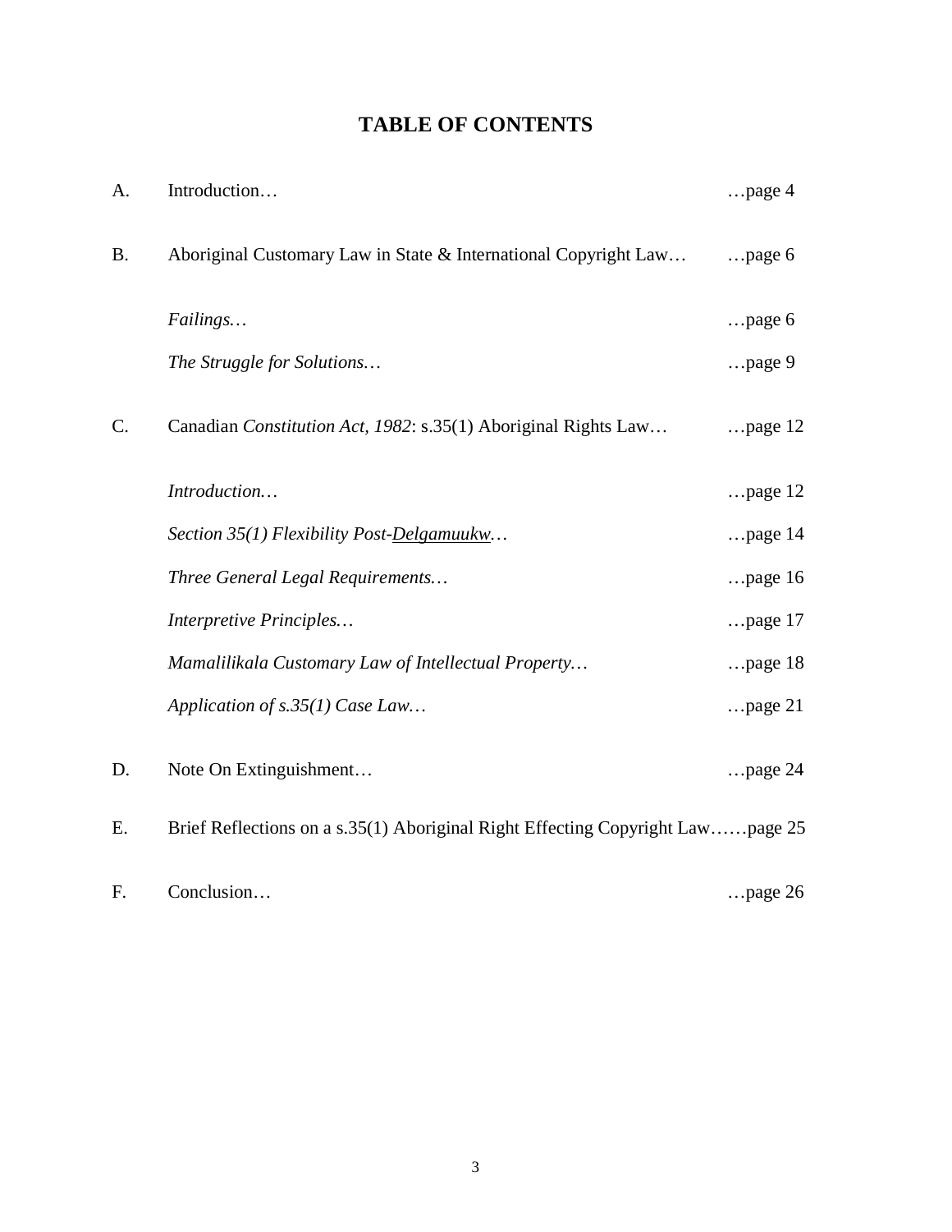# TABLE OF CONTENTS

A. Introduction… …page 4

B. Aboriginal Customary Law in State & International Copyright Law… …page 6

- *Failings…* …page 6
- *The Struggle for Solutions…* …page 9

C. Canadian *Constitution Act, 1982*: s.35(1) Aboriginal Rights Law… …page 12

- *Introduction…* …page 12
- *Section 35(1) Flexibility Post-Delgamuukw…* …page 14
- *Three General Legal Requirements…* …page 16
- *Interpretive Principles…* …page 17
- *Mamalilikala Customary Law of Intellectual Property…* …page 18
- *Application of s.35(1) Case Law…* …page 21

D. Note On Extinguishment… …page 24

E. Brief Reflections on a s.35(1) Aboriginal Right Effecting Copyright Law……page 25

F. Conclusion… …page 26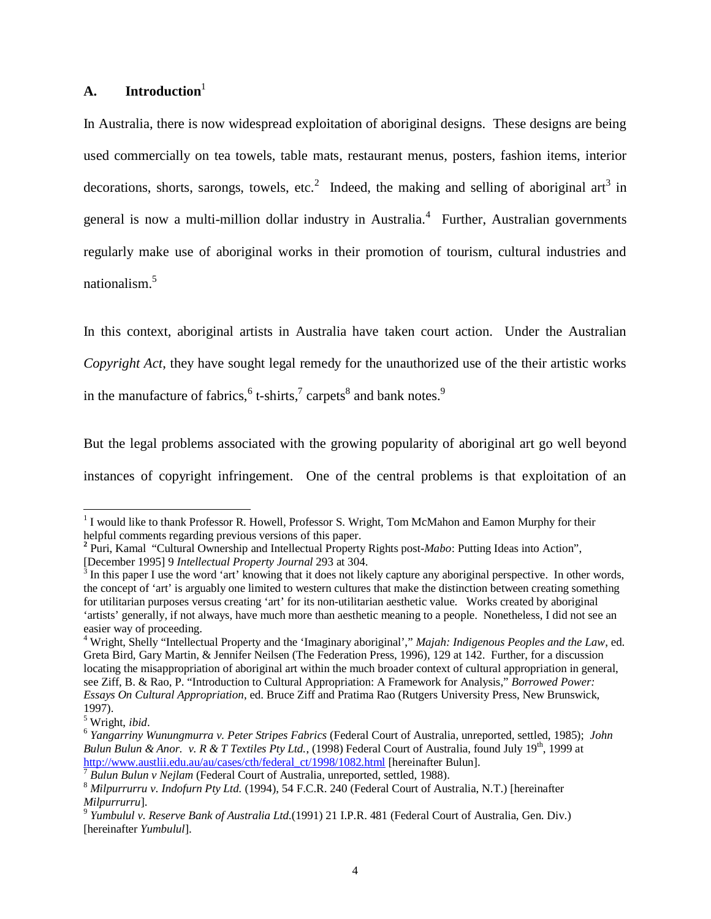## A. Introduction[1]

In Australia, there is now widespread exploitation of aboriginal designs. These designs are being used commercially on tea towels, table mats, restaurant menus, posters, fashion items, interior decorations, shorts, sarongs, towels, etc.[2] Indeed, the making and selling of aboriginal art[3] in general is now a multi-million dollar industry in Australia.[4] Further, Australian governments regularly make use of aboriginal works in their promotion of tourism, cultural industries and nationalism.[5]

In this context, aboriginal artists in Australia have taken court action. Under the Australian *Copyright Act*, they have sought legal remedy for the unauthorized use of the their artistic works in the manufacture of fabrics,[6] t-shirts,[7] carpets[8] and bank notes.[9]

But the legal problems associated with the growing popularity of aboriginal art go well beyond instances of copyright infringement. One of the central problems is that exploitation of an

---

[1] I would like to thank Professor R. Howell, Professor S. Wright, Tom McMahon and Eamon Murphy for their helpful comments regarding previous versions of this paper.

[2] Puri, Kamal "Cultural Ownership and Intellectual Property Rights post-*Mabo*: Putting Ideas into Action", [December 1995] 9 *Intellectual Property Journal* 293 at 304.

[3] In this paper I use the word 'art' knowing that it does not likely capture any aboriginal perspective. In other words, the concept of 'art' is arguably one limited to western cultures that make the distinction between creating something for utilitarian purposes versus creating 'art' for its non-utilitarian aesthetic value. Works created by aboriginal 'artists' generally, if not always, have much more than aesthetic meaning to a people. Nonetheless, I did not see an easier way of proceeding.

[4] Wright, Shelly "Intellectual Property and the 'Imaginary aboriginal'," *Majah: Indigenous Peoples and the Law*, ed. Greta Bird, Gary Martin, & Jennifer Neilsen (The Federation Press, 1996), 129 at 142. Further, for a discussion locating the misappropriation of aboriginal art within the much broader context of cultural appropriation in general, see Ziff, B. & Rao, P. "Introduction to Cultural Appropriation: A Framework for Analysis," *Borrowed Power: Essays On Cultural Appropriation*, ed. Bruce Ziff and Pratima Rao (Rutgers University Press, New Brunswick, 1997).

[5] Wright, *ibid*.

[6] *Yangarriny Wunungmurra v. Peter Stripes Fabrics* (Federal Court of Australia, unreported, settled, 1985); *John Bulun Bulun & Anor. v. R & T Textiles Pty Ltd.*, (1998) Federal Court of Australia, found July 19th, 1999 at http://www.austlii.edu.au/au/cases/cth/federal_ct/1998/1082.html [hereinafter Bulun].

[7] *Bulun Bulun v Nejlam* (Federal Court of Australia, unreported, settled, 1988).

[8] *Milpurrurru v. Indofurn Pty Ltd.* (1994), 54 F.C.R. 240 (Federal Court of Australia, N.T.) [hereinafter *Milpurrurru*].

[9] *Yumbulul v. Reserve Bank of Australia Ltd.*(1991) 21 I.P.R. 481 (Federal Court of Australia, Gen. Div.) [hereinafter *Yumbulul*].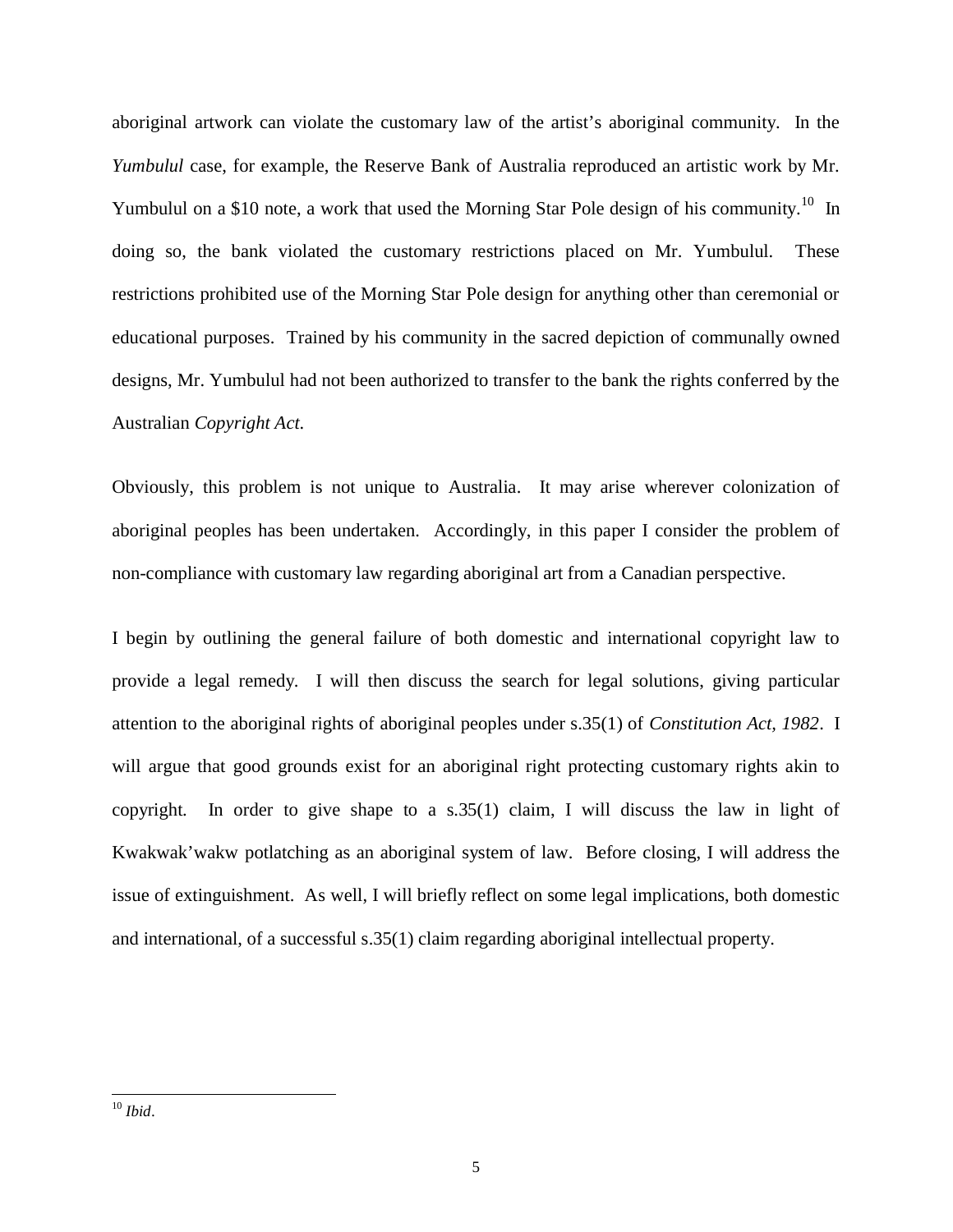aboriginal artwork can violate the customary law of the artist's aboriginal community. In the *Yumbulul* case, for example, the Reserve Bank of Australia reproduced an artistic work by Mr. Yumbulul on a $10 note, a work that used the Morning Star Pole design of his community.[10] In doing so, the bank violated the customary restrictions placed on Mr. Yumbulul. These restrictions prohibited use of the Morning Star Pole design for anything other than ceremonial or educational purposes. Trained by his community in the sacred depiction of communally owned designs, Mr. Yumbulul had not been authorized to transfer to the bank the rights conferred by the Australian *Copyright Act*.

Obviously, this problem is not unique to Australia. It may arise wherever colonization of aboriginal peoples has been undertaken. Accordingly, in this paper I consider the problem of non-compliance with customary law regarding aboriginal art from a Canadian perspective.

I begin by outlining the general failure of both domestic and international copyright law to provide a legal remedy. I will then discuss the search for legal solutions, giving particular attention to the aboriginal rights of aboriginal peoples under s.35(1) of *Constitution Act, 1982*. I will argue that good grounds exist for an aboriginal right protecting customary rights akin to copyright. In order to give shape to a s.35(1) claim, I will discuss the law in light of Kwakwak'wakw potlatching as an aboriginal system of law. Before closing, I will address the issue of extinguishment. As well, I will briefly reflect on some legal implications, both domestic and international, of a successful s.35(1) claim regarding aboriginal intellectual property.

---

[10] *Ibid*.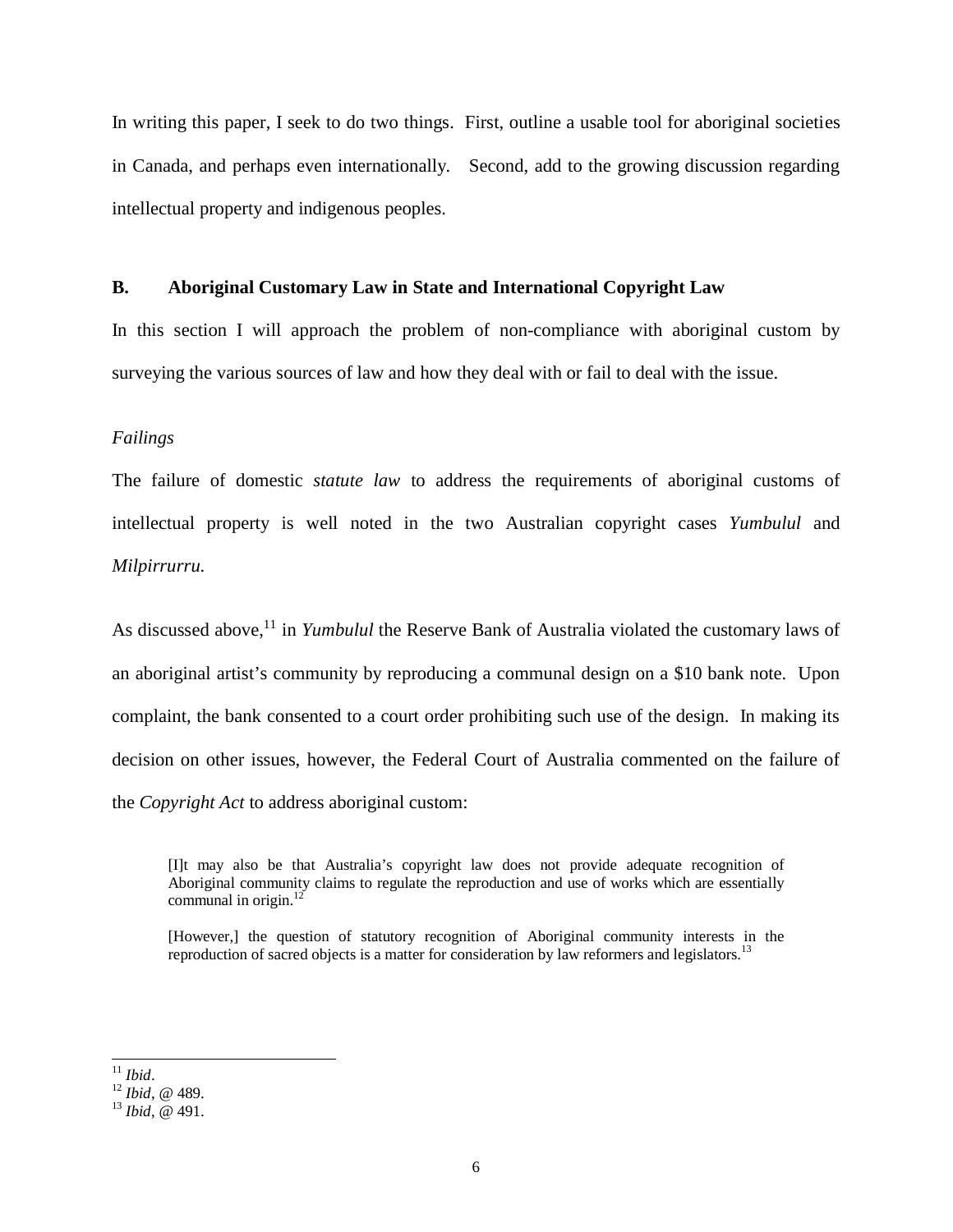In writing this paper, I seek to do two things. First, outline a usable tool for aboriginal societies in Canada, and perhaps even internationally. Second, add to the growing discussion regarding intellectual property and indigenous peoples.

## B. Aboriginal Customary Law in State and International Copyright Law

In this section I will approach the problem of non-compliance with aboriginal custom by surveying the various sources of law and how they deal with or fail to deal with the issue.

*Failings*

The failure of domestic *statute law* to address the requirements of aboriginal customs of intellectual property is well noted in the two Australian copyright cases *Yumbulul* and *Milpirrurru.*

As discussed above,[11] in *Yumbulul* the Reserve Bank of Australia violated the customary laws of an aboriginal artist's community by reproducing a communal design on a $10 bank note. Upon complaint, the bank consented to a court order prohibiting such use of the design. In making its decision on other issues, however, the Federal Court of Australia commented on the failure of the *Copyright Act* to address aboriginal custom:

> [I]t may also be that Australia's copyright law does not provide adequate recognition of Aboriginal community claims to regulate the reproduction and use of works which are essentially communal in origin.[12]
>
> [However,] the question of statutory recognition of Aboriginal community interests in the reproduction of sacred objects is a matter for consideration by law reformers and legislators.[13]

---

[11] *Ibid*.
[12] *Ibid*, @ 489.
[13] *Ibid*, @ 491.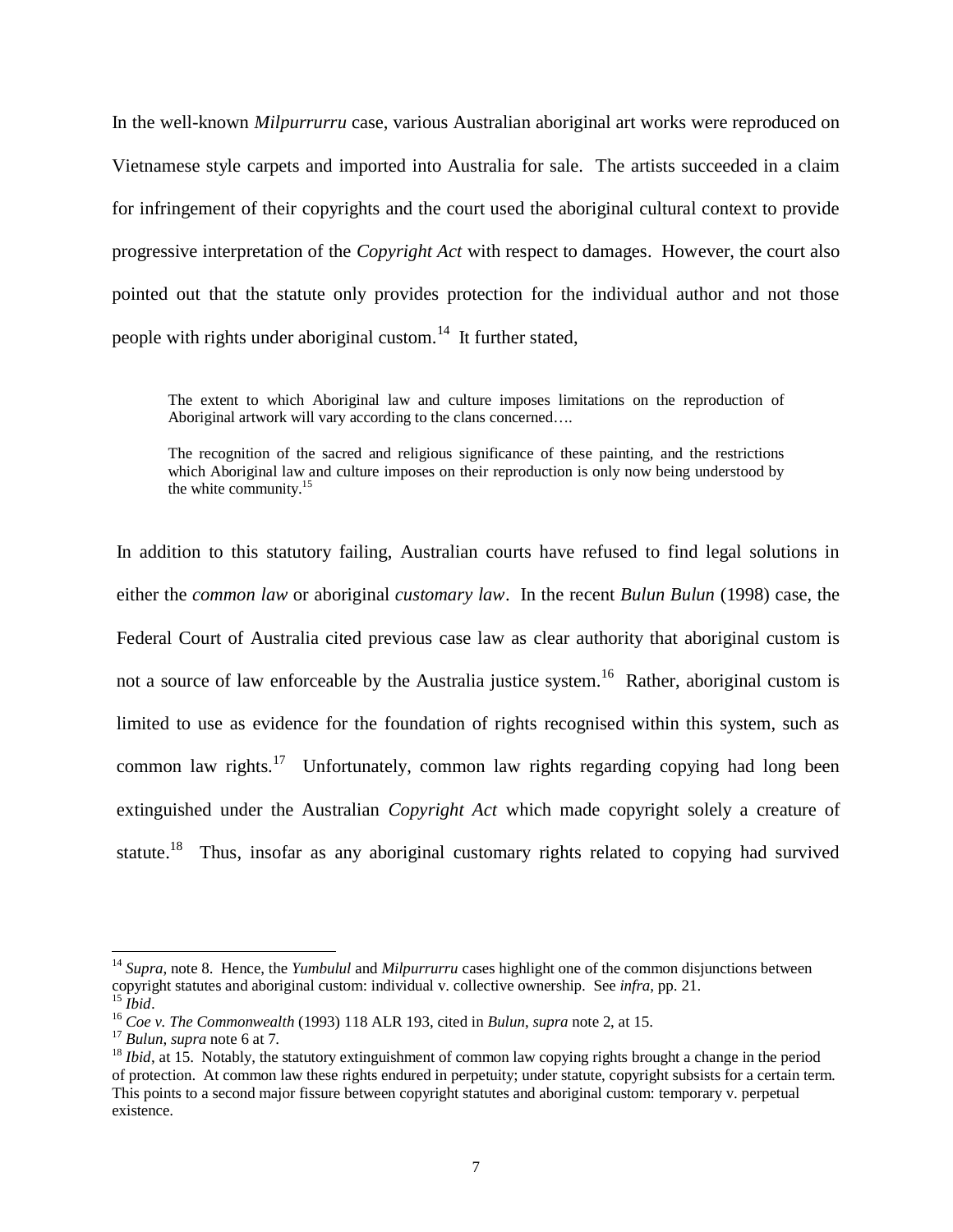In the well-known *Milpurrurru* case, various Australian aboriginal art works were reproduced on Vietnamese style carpets and imported into Australia for sale. The artists succeeded in a claim for infringement of their copyrights and the court used the aboriginal cultural context to provide progressive interpretation of the *Copyright Act* with respect to damages. However, the court also pointed out that the statute only provides protection for the individual author and not those people with rights under aboriginal custom.[14] It further stated,

> The extent to which Aboriginal law and culture imposes limitations on the reproduction of Aboriginal artwork will vary according to the clans concerned….
>
> The recognition of the sacred and religious significance of these painting, and the restrictions which Aboriginal law and culture imposes on their reproduction is only now being understood by the white community.[15]

In addition to this statutory failing, Australian courts have refused to find legal solutions in either the *common law* or aboriginal *customary law*. In the recent *Bulun Bulun* (1998) case, the Federal Court of Australia cited previous case law as clear authority that aboriginal custom is not a source of law enforceable by the Australia justice system.[16] Rather, aboriginal custom is limited to use as evidence for the foundation of rights recognised within this system, such as common law rights.[17] Unfortunately, common law rights regarding copying had long been extinguished under the Australian *Copyright Act* which made copyright solely a creature of statute.[18] Thus, insofar as any aboriginal customary rights related to copying had survived

---

[14] *Supra*, note 8. Hence, the *Yumbulul* and *Milpurrurru* cases highlight one of the common disjunctions between copyright statutes and aboriginal custom: individual v. collective ownership. See *infra*, pp. 21.

[15] *Ibid*.

[16] *Coe v. The Commonwealth* (1993) 118 ALR 193, cited in *Bulun*, *supra* note 2, at 15.

[17] *Bulun*, *supra* note 6 at 7.

[18] *Ibid*, at 15. Notably, the statutory extinguishment of common law copying rights brought a change in the period of protection. At common law these rights endured in perpetuity; under statute, copyright subsists for a certain term. This points to a second major fissure between copyright statutes and aboriginal custom: temporary v. perpetual existence.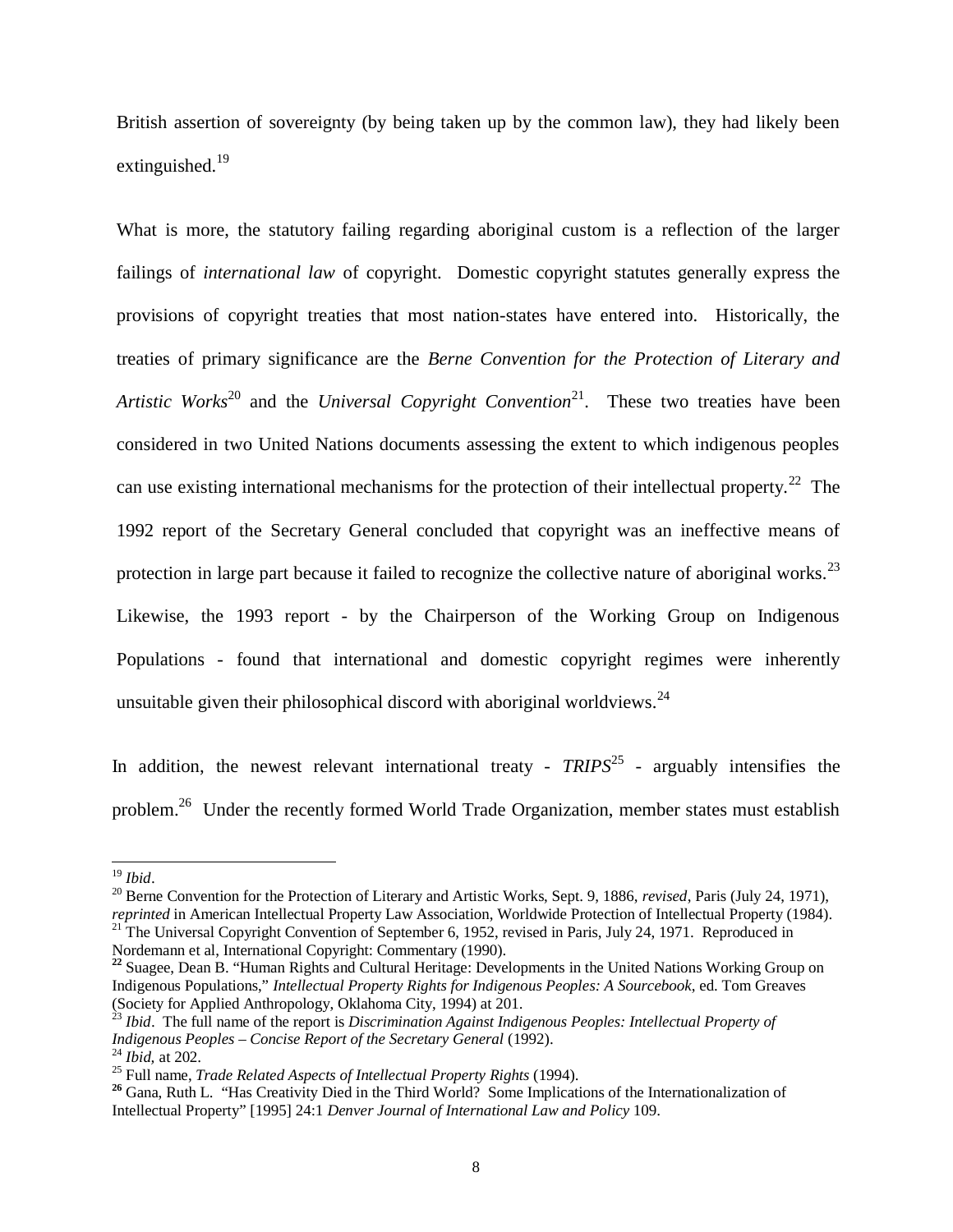British assertion of sovereignty (by being taken up by the common law), they had likely been extinguished.[19]

What is more, the statutory failing regarding aboriginal custom is a reflection of the larger failings of *international law* of copyright. Domestic copyright statutes generally express the provisions of copyright treaties that most nation-states have entered into. Historically, the treaties of primary significance are the *Berne Convention for the Protection of Literary and Artistic Works*[20] and the *Universal Copyright Convention*[21]. These two treaties have been considered in two United Nations documents assessing the extent to which indigenous peoples can use existing international mechanisms for the protection of their intellectual property.[22] The 1992 report of the Secretary General concluded that copyright was an ineffective means of protection in large part because it failed to recognize the collective nature of aboriginal works.[23] Likewise, the 1993 report - by the Chairperson of the Working Group on Indigenous Populations - found that international and domestic copyright regimes were inherently unsuitable given their philosophical discord with aboriginal worldviews.[24]

In addition, the newest relevant international treaty - *TRIPS*[25] - arguably intensifies the problem.[26] Under the recently formed World Trade Organization, member states must establish

---

[19] *Ibid*.

[20] Berne Convention for the Protection of Literary and Artistic Works, Sept. 9, 1886, *revised*, Paris (July 24, 1971), *reprinted* in American Intellectual Property Law Association, Worldwide Protection of Intellectual Property (1984).

[21] The Universal Copyright Convention of September 6, 1952, revised in Paris, July 24, 1971. Reproduced in Nordemann et al, International Copyright: Commentary (1990).

[22] Suagee, Dean B. "Human Rights and Cultural Heritage: Developments in the United Nations Working Group on Indigenous Populations," *Intellectual Property Rights for Indigenous Peoples: A Sourcebook*, ed. Tom Greaves (Society for Applied Anthropology, Oklahoma City, 1994) at 201.

[23] *Ibid*. The full name of the report is *Discrimination Against Indigenous Peoples: Intellectual Property of Indigenous Peoples – Concise Report of the Secretary General* (1992).

[24] *Ibid*, at 202.

[25] Full name, *Trade Related Aspects of Intellectual Property Rights* (1994).

[26] Gana, Ruth L. "Has Creativity Died in the Third World? Some Implications of the Internationalization of Intellectual Property" [1995] 24:1 *Denver Journal of International Law and Policy* 109.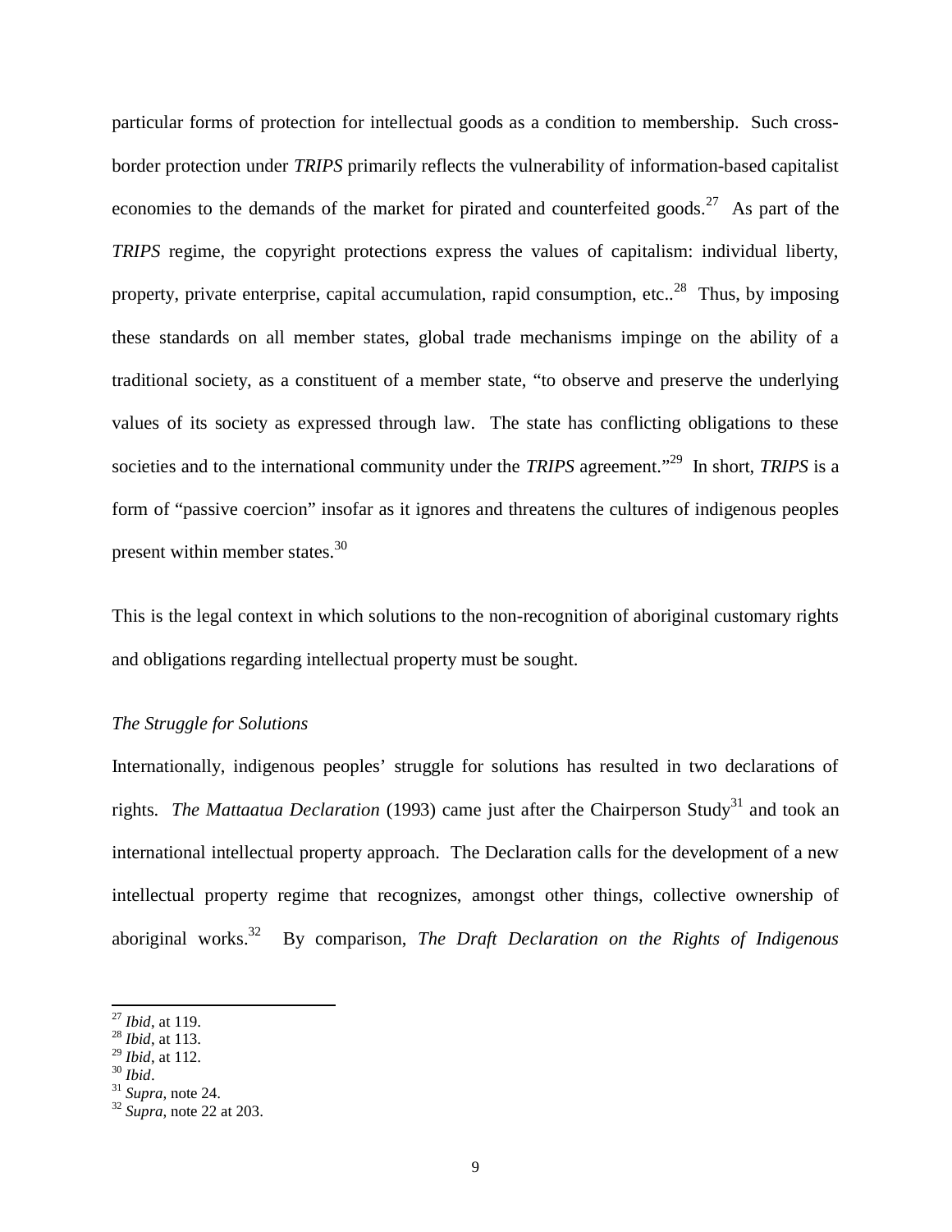particular forms of protection for intellectual goods as a condition to membership. Such cross-border protection under *TRIPS* primarily reflects the vulnerability of information-based capitalist economies to the demands of the market for pirated and counterfeited goods.[27] As part of the *TRIPS* regime, the copyright protections express the values of capitalism: individual liberty, property, private enterprise, capital accumulation, rapid consumption, etc..[28] Thus, by imposing these standards on all member states, global trade mechanisms impinge on the ability of a traditional society, as a constituent of a member state, "to observe and preserve the underlying values of its society as expressed through law. The state has conflicting obligations to these societies and to the international community under the *TRIPS* agreement."[29] In short, *TRIPS* is a form of "passive coercion" insofar as it ignores and threatens the cultures of indigenous peoples present within member states.[30]

This is the legal context in which solutions to the non-recognition of aboriginal customary rights and obligations regarding intellectual property must be sought.

### *The Struggle for Solutions*

Internationally, indigenous peoples' struggle for solutions has resulted in two declarations of rights. *The Mattaatua Declaration* (1993) came just after the Chairperson Study[31] and took an international intellectual property approach. The Declaration calls for the development of a new intellectual property regime that recognizes, amongst other things, collective ownership of aboriginal works.[32] By comparison, *The Draft Declaration on the Rights of Indigenous*

---

[27] *Ibid*, at 119.
[28] *Ibid*, at 113.
[29] *Ibid*, at 112.
[30] *Ibid*.
[31] *Supra*, note 24.
[32] *Supra*, note 22 at 203.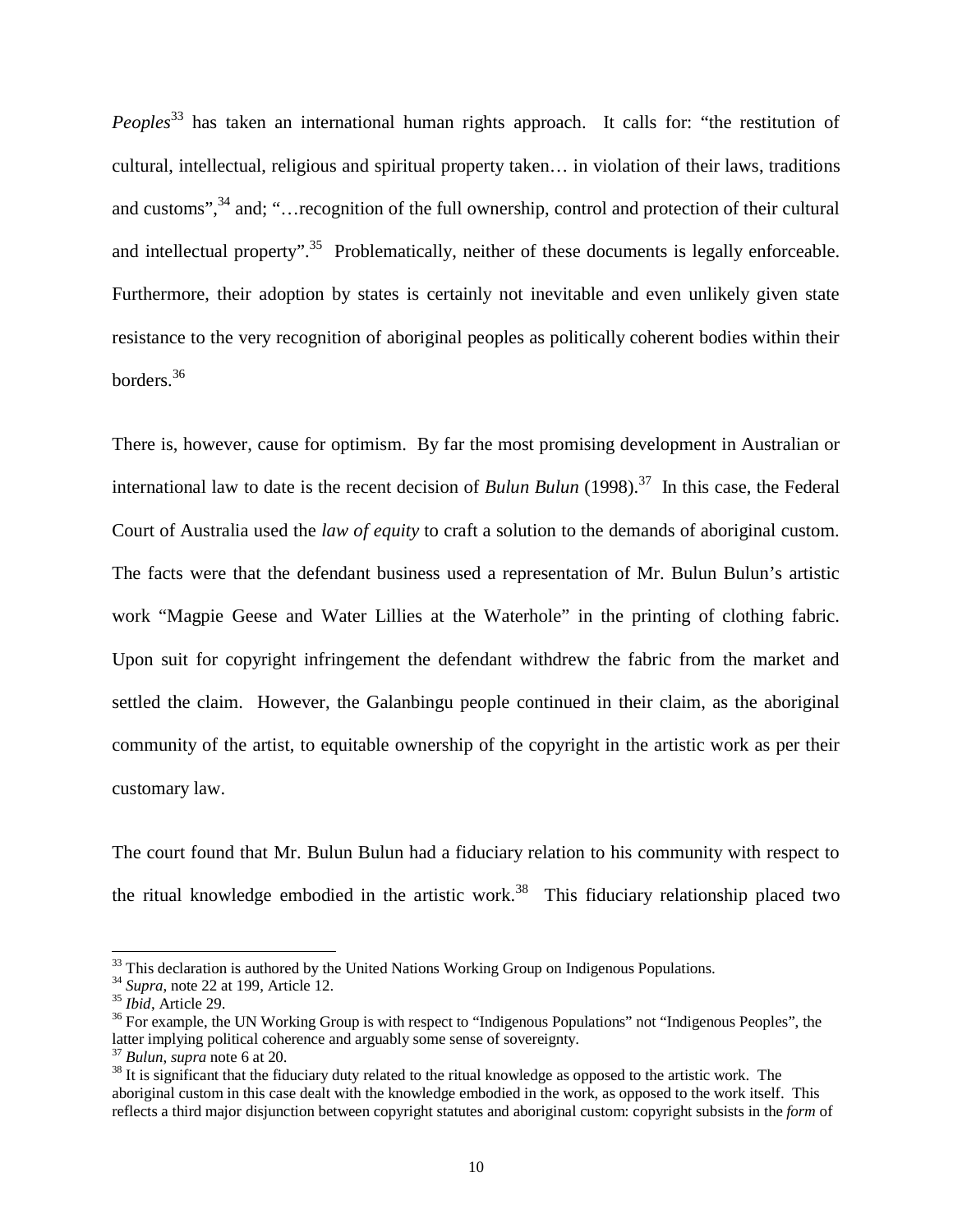*Peoples*[33] has taken an international human rights approach. It calls for: "the restitution of cultural, intellectual, religious and spiritual property taken… in violation of their laws, traditions and customs",[34] and; "…recognition of the full ownership, control and protection of their cultural and intellectual property".[35] Problematically, neither of these documents is legally enforceable. Furthermore, their adoption by states is certainly not inevitable and even unlikely given state resistance to the very recognition of aboriginal peoples as politically coherent bodies within their borders.[36]

There is, however, cause for optimism. By far the most promising development in Australian or international law to date is the recent decision of *Bulun Bulun* (1998).[37] In this case, the Federal Court of Australia used the *law of equity* to craft a solution to the demands of aboriginal custom. The facts were that the defendant business used a representation of Mr. Bulun Bulun's artistic work "Magpie Geese and Water Lillies at the Waterhole" in the printing of clothing fabric. Upon suit for copyright infringement the defendant withdrew the fabric from the market and settled the claim. However, the Galanbingu people continued in their claim, as the aboriginal community of the artist, to equitable ownership of the copyright in the artistic work as per their customary law.

The court found that Mr. Bulun Bulun had a fiduciary relation to his community with respect to the ritual knowledge embodied in the artistic work.[38] This fiduciary relationship placed two

---

[33] This declaration is authored by the United Nations Working Group on Indigenous Populations.

[34] *Supra*, note 22 at 199, Article 12.

[35] *Ibid*, Article 29.

[36] For example, the UN Working Group is with respect to "Indigenous Populations" not "Indigenous Peoples", the latter implying political coherence and arguably some sense of sovereignty.

[37] *Bulun, supra* note 6 at 20.

[38] It is significant that the fiduciary duty related to the ritual knowledge as opposed to the artistic work. The aboriginal custom in this case dealt with the knowledge embodied in the work, as opposed to the work itself. This reflects a third major disjunction between copyright statutes and aboriginal custom: copyright subsists in the *form* of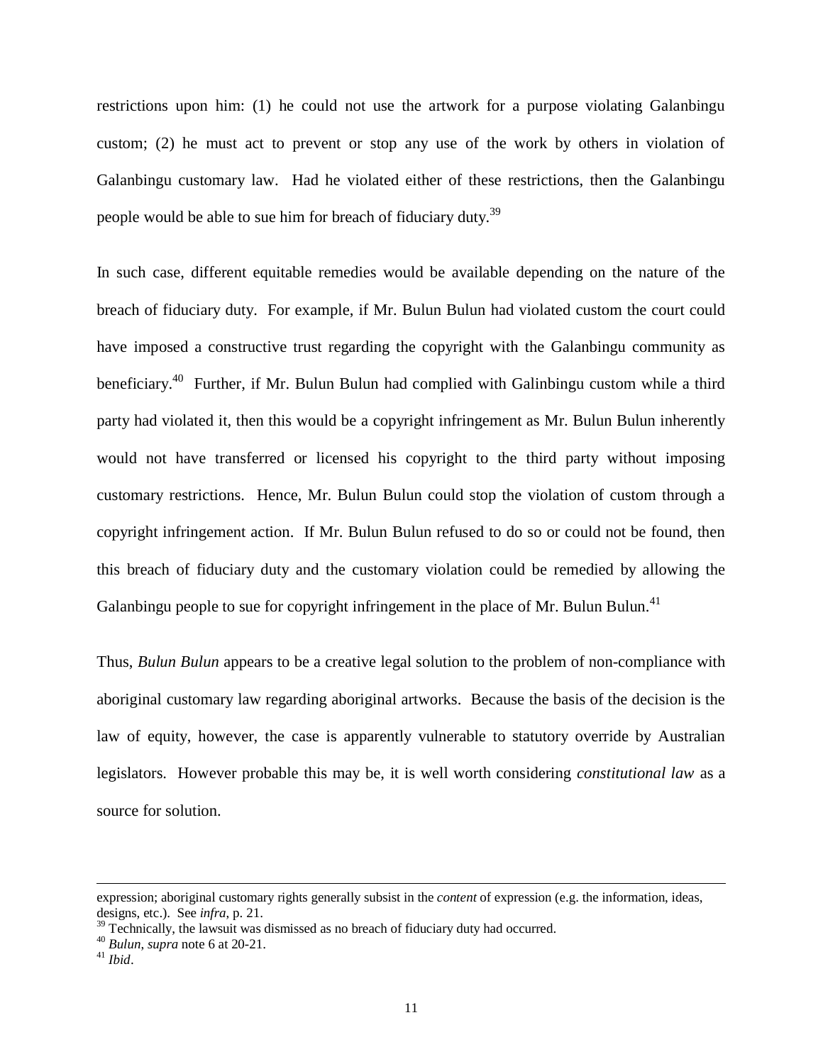restrictions upon him: (1) he could not use the artwork for a purpose violating Galanbingu custom; (2) he must act to prevent or stop any use of the work by others in violation of Galanbingu customary law. Had he violated either of these restrictions, then the Galanbingu people would be able to sue him for breach of fiduciary duty.[39]

In such case, different equitable remedies would be available depending on the nature of the breach of fiduciary duty. For example, if Mr. Bulun Bulun had violated custom the court could have imposed a constructive trust regarding the copyright with the Galanbingu community as beneficiary.[40] Further, if Mr. Bulun Bulun had complied with Galinbingu custom while a third party had violated it, then this would be a copyright infringement as Mr. Bulun Bulun inherently would not have transferred or licensed his copyright to the third party without imposing customary restrictions. Hence, Mr. Bulun Bulun could stop the violation of custom through a copyright infringement action. If Mr. Bulun Bulun refused to do so or could not be found, then this breach of fiduciary duty and the customary violation could be remedied by allowing the Galanbingu people to sue for copyright infringement in the place of Mr. Bulun Bulun.[41]

Thus, *Bulun Bulun* appears to be a creative legal solution to the problem of non-compliance with aboriginal customary law regarding aboriginal artworks. Because the basis of the decision is the law of equity, however, the case is apparently vulnerable to statutory override by Australian legislators. However probable this may be, it is well worth considering *constitutional law* as a source for solution.

---

expression; aboriginal customary rights generally subsist in the *content* of expression (e.g. the information, ideas, designs, etc.). See *infra*, p. 21.

[39] Technically, the lawsuit was dismissed as no breach of fiduciary duty had occurred.

[40] *Bulun*, *supra* note 6 at 20-21.

[41] *Ibid*.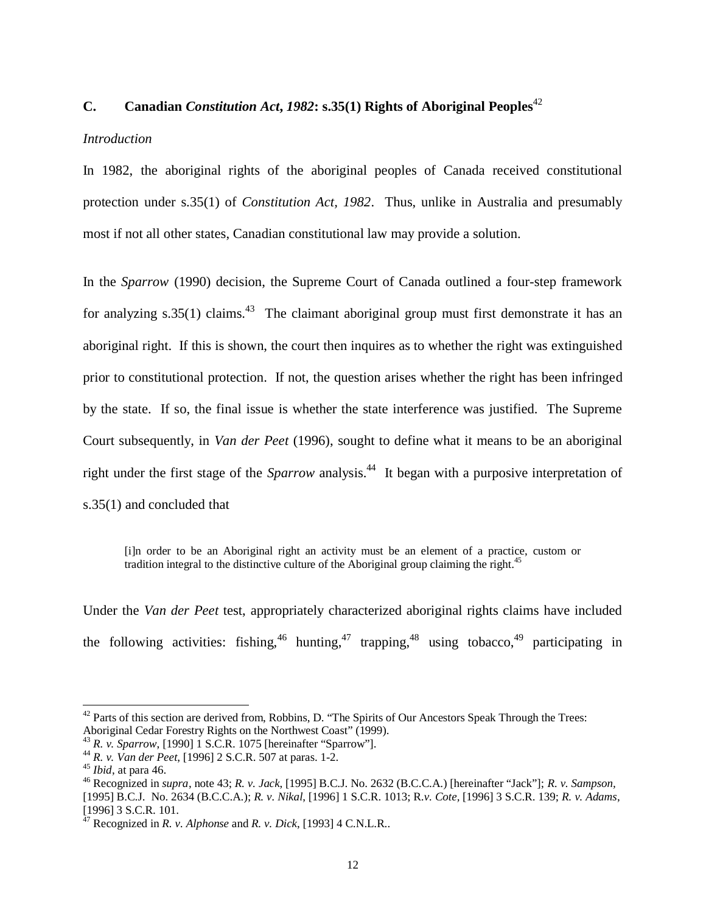## C. Canadian *Constitution Act, 1982*: s.35(1) Rights of Aboriginal Peoples[42]

*Introduction*

In 1982, the aboriginal rights of the aboriginal peoples of Canada received constitutional protection under s.35(1) of *Constitution Act, 1982*. Thus, unlike in Australia and presumably most if not all other states, Canadian constitutional law may provide a solution.

In the *Sparrow* (1990) decision, the Supreme Court of Canada outlined a four-step framework for analyzing s.35(1) claims.[43] The claimant aboriginal group must first demonstrate it has an aboriginal right. If this is shown, the court then inquires as to whether the right was extinguished prior to constitutional protection. If not, the question arises whether the right has been infringed by the state. If so, the final issue is whether the state interference was justified. The Supreme Court subsequently, in *Van der Peet* (1996), sought to define what it means to be an aboriginal right under the first stage of the *Sparrow* analysis.[44] It began with a purposive interpretation of s.35(1) and concluded that

> [i]n order to be an Aboriginal right an activity must be an element of a practice, custom or tradition integral to the distinctive culture of the Aboriginal group claiming the right.[45]

Under the *Van der Peet* test, appropriately characterized aboriginal rights claims have included the following activities: fishing,[46] hunting,[47] trapping,[48] using tobacco,[49] participating in

---

[42] Parts of this section are derived from, Robbins, D. "The Spirits of Our Ancestors Speak Through the Trees: Aboriginal Cedar Forestry Rights on the Northwest Coast" (1999).

[43] *R. v. Sparrow*, [1990] 1 S.C.R. 1075 [hereinafter "Sparrow"].

[44] *R. v. Van der Peet*, [1996] 2 S.C.R. 507 at paras. 1-2.

[45] *Ibid*, at para 46.

[46] Recognized in *supra*, note 43; *R. v. Jack*, [1995] B.C.J. No. 2632 (B.C.C.A.) [hereinafter "Jack"]; *R. v. Sampson*, [1995] B.C.J. No. 2634 (B.C.C.A.); *R. v. Nikal*, [1996] 1 S.C.R. 1013; R.*v. Cote*, [1996] 3 S.C.R. 139; *R. v. Adams*, [1996] 3 S.C.R. 101.

[47] Recognized in *R. v. Alphonse* and *R. v. Dick*, [1993] 4 C.N.L.R..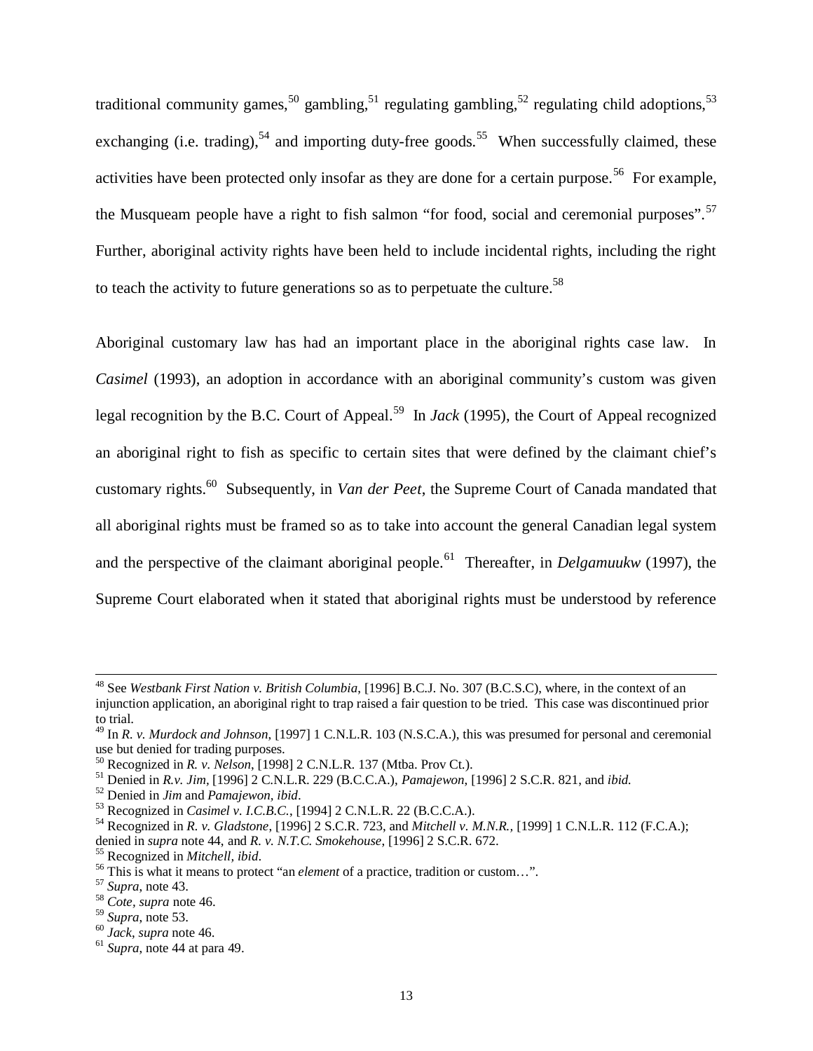traditional community games,[50] gambling,[51] regulating gambling,[52] regulating child adoptions,[53] exchanging (i.e. trading),[54] and importing duty-free goods.[55] When successfully claimed, these activities have been protected only insofar as they are done for a certain purpose.[56] For example, the Musqueam people have a right to fish salmon "for food, social and ceremonial purposes".[57] Further, aboriginal activity rights have been held to include incidental rights, including the right to teach the activity to future generations so as to perpetuate the culture.[58]

Aboriginal customary law has had an important place in the aboriginal rights case law. In *Casimel* (1993), an adoption in accordance with an aboriginal community's custom was given legal recognition by the B.C. Court of Appeal.[59] In *Jack* (1995), the Court of Appeal recognized an aboriginal right to fish as specific to certain sites that were defined by the claimant chief's customary rights.[60] Subsequently, in *Van der Peet*, the Supreme Court of Canada mandated that all aboriginal rights must be framed so as to take into account the general Canadian legal system and the perspective of the claimant aboriginal people.[61] Thereafter, in *Delgamuukw* (1997), the Supreme Court elaborated when it stated that aboriginal rights must be understood by reference

---

[48] See *Westbank First Nation v. British Columbia*, [1996] B.C.J. No. 307 (B.C.S.C), where, in the context of an injunction application, an aboriginal right to trap raised a fair question to be tried. This case was discontinued prior to trial.

[49] In *R. v. Murdock and Johnson*, [1997] 1 C.N.L.R. 103 (N.S.C.A.), this was presumed for personal and ceremonial use but denied for trading purposes.

[50] Recognized in *R. v. Nelson*, [1998] 2 C.N.L.R. 137 (Mtba. Prov Ct.).

[51] Denied in *R.v. Jim*, [1996] 2 C.N.L.R. 229 (B.C.C.A.), *Pamajewon*, [1996] 2 S.C.R. 821, and *ibid.*

[52] Denied in *Jim* and *Pamajewon*, *ibid*.

[53] Recognized in *Casimel v. I.C.B.C.*, [1994] 2 C.N.L.R. 22 (B.C.C.A.).

[54] Recognized in *R. v. Gladstone*, [1996] 2 S.C.R. 723, and *Mitchell v. M.N.R.*, [1999] 1 C.N.L.R. 112 (F.C.A.); denied in *supra* note 44, and *R. v. N.T.C. Smokehouse*, [1996] 2 S.C.R. 672.

[55] Recognized in *Mitchell*, *ibid*.

[56] This is what it means to protect "an *element* of a practice, tradition or custom…".

[57] *Supra*, note 43.

[58] *Cote*, *supra* note 46.

[59] *Supra*, note 53.

[60] *Jack*, *supra* note 46.

[61] *Supra*, note 44 at para 49.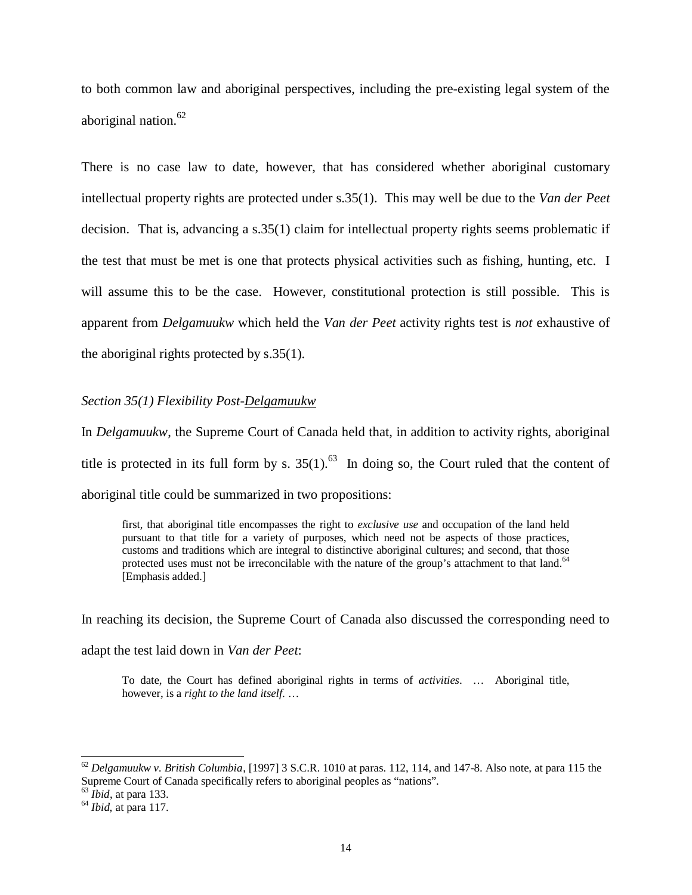to both common law and aboriginal perspectives, including the pre-existing legal system of the aboriginal nation.[62]

There is no case law to date, however, that has considered whether aboriginal customary intellectual property rights are protected under s.35(1). This may well be due to the *Van der Peet* decision. That is, advancing a s.35(1) claim for intellectual property rights seems problematic if the test that must be met is one that protects physical activities such as fishing, hunting, etc. I will assume this to be the case. However, constitutional protection is still possible. This is apparent from *Delgamuukw* which held the *Van der Peet* activity rights test is *not* exhaustive of the aboriginal rights protected by s.35(1).

### *Section 35(1) Flexibility Post-Delgamuukw*

In *Delgamuukw*, the Supreme Court of Canada held that, in addition to activity rights, aboriginal title is protected in its full form by s. 35(1).[63] In doing so, the Court ruled that the content of aboriginal title could be summarized in two propositions:

> first, that aboriginal title encompasses the right to *exclusive use* and occupation of the land held pursuant to that title for a variety of purposes, which need not be aspects of those practices, customs and traditions which are integral to distinctive aboriginal cultures; and second, that those protected uses must not be irreconcilable with the nature of the group's attachment to that land.[64] [Emphasis added.]

In reaching its decision, the Supreme Court of Canada also discussed the corresponding need to adapt the test laid down in *Van der Peet*:

> To date, the Court has defined aboriginal rights in terms of *activities*. … Aboriginal title, however, is a *right to the land itself*. …

---

[62] *Delgamuukw v. British Columbia*, [1997] 3 S.C.R. 1010 at paras. 112, 114, and 147-8. Also note, at para 115 the Supreme Court of Canada specifically refers to aboriginal peoples as "nations".

[63] *Ibid*, at para 133.

[64] *Ibid,* at para 117.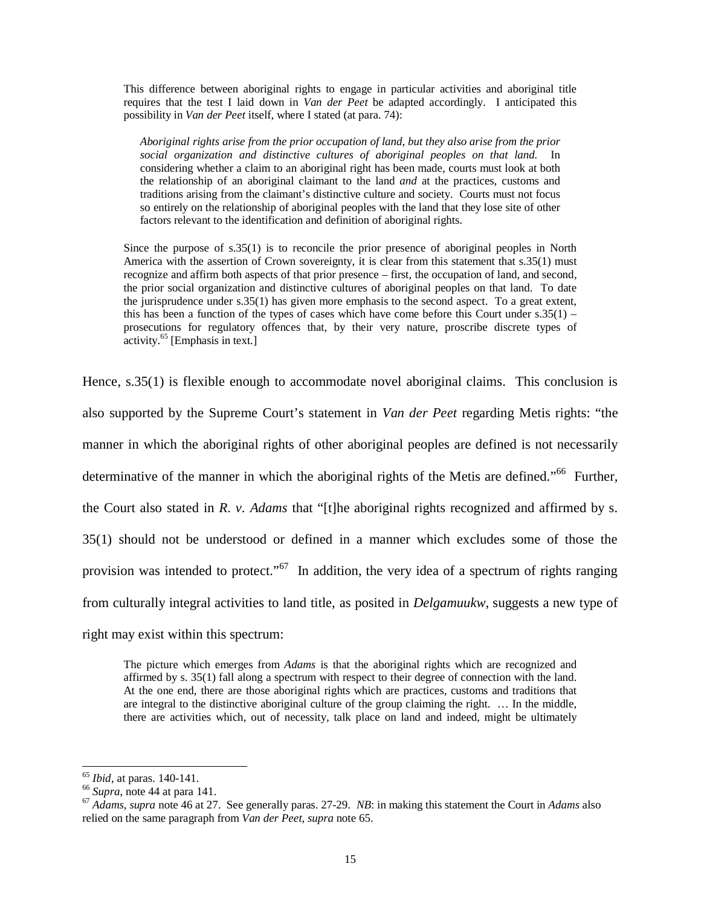> This difference between aboriginal rights to engage in particular activities and aboriginal title requires that the test I laid down in *Van der Peet* be adapted accordingly. I anticipated this possibility in *Van der Peet* itself, where I stated (at para. 74):
>
> > *Aboriginal rights arise from the prior occupation of land, but they also arise from the prior social organization and distinctive cultures of aboriginal peoples on that land.* In considering whether a claim to an aboriginal right has been made, courts must look at both the relationship of an aboriginal claimant to the land *and* at the practices, customs and traditions arising from the claimant's distinctive culture and society. Courts must not focus so entirely on the relationship of aboriginal peoples with the land that they lose site of other factors relevant to the identification and definition of aboriginal rights.
>
> Since the purpose of s.35(1) is to reconcile the prior presence of aboriginal peoples in North America with the assertion of Crown sovereignty, it is clear from this statement that s.35(1) must recognize and affirm both aspects of that prior presence – first, the occupation of land, and second, the prior social organization and distinctive cultures of aboriginal peoples on that land. To date the jurisprudence under s.35(1) has given more emphasis to the second aspect. To a great extent, this has been a function of the types of cases which have come before this Court under s.35(1) – prosecutions for regulatory offences that, by their very nature, proscribe discrete types of activity.[65] [Emphasis in text.]

Hence, s.35(1) is flexible enough to accommodate novel aboriginal claims. This conclusion is also supported by the Supreme Court's statement in *Van der Peet* regarding Metis rights: "the manner in which the aboriginal rights of other aboriginal peoples are defined is not necessarily determinative of the manner in which the aboriginal rights of the Metis are defined."[66] Further, the Court also stated in *R. v. Adams* that "[t]he aboriginal rights recognized and affirmed by s. 35(1) should not be understood or defined in a manner which excludes some of those the provision was intended to protect."[67] In addition, the very idea of a spectrum of rights ranging from culturally integral activities to land title, as posited in *Delgamuukw*, suggests a new type of right may exist within this spectrum:

> The picture which emerges from *Adams* is that the aboriginal rights which are recognized and affirmed by s. 35(1) fall along a spectrum with respect to their degree of connection with the land. At the one end, there are those aboriginal rights which are practices, customs and traditions that are integral to the distinctive aboriginal culture of the group claiming the right. … In the middle, there are activities which, out of necessity, talk place on land and indeed, might be ultimately

---

[65] *Ibid*, at paras. 140-141.

[66] *Supra*, note 44 at para 141.

[67] *Adams*, *supra* note 46 at 27. See generally paras. 27-29. *NB*: in making this statement the Court in *Adams* also relied on the same paragraph from *Van der Peet*, *supra* note 65.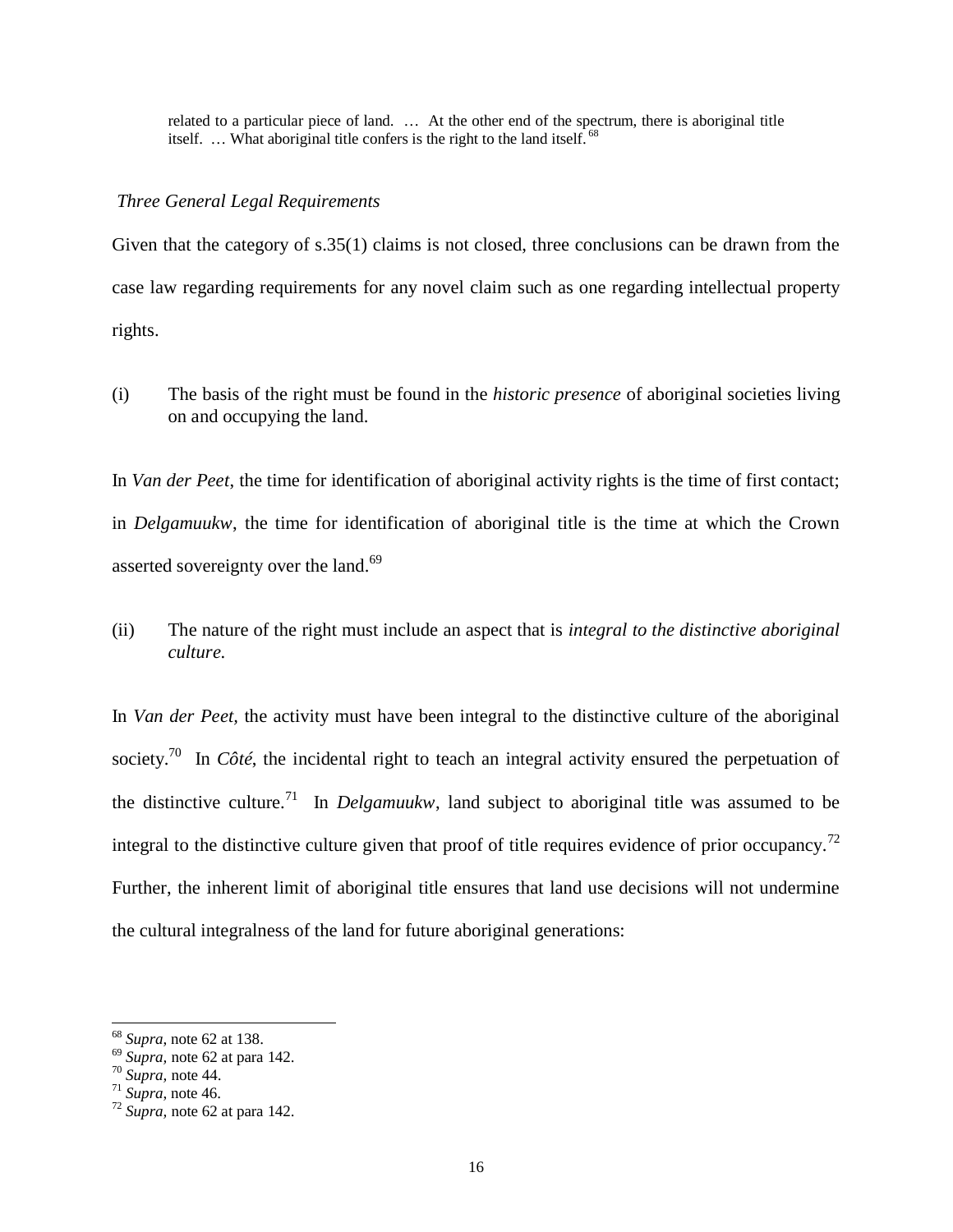> related to a particular piece of land. … At the other end of the spectrum, there is aboriginal title itself. … What aboriginal title confers is the right to the land itself.[68]

*Three General Legal Requirements*

Given that the category of s.35(1) claims is not closed, three conclusions can be drawn from the case law regarding requirements for any novel claim such as one regarding intellectual property rights.

(i) The basis of the right must be found in the *historic presence* of aboriginal societies living on and occupying the land.

In *Van der Peet*, the time for identification of aboriginal activity rights is the time of first contact; in *Delgamuukw*, the time for identification of aboriginal title is the time at which the Crown asserted sovereignty over the land.[69]

(ii) The nature of the right must include an aspect that is *integral to the distinctive aboriginal culture.*

In *Van der Peet,* the activity must have been integral to the distinctive culture of the aboriginal society.[70] In *Côté*, the incidental right to teach an integral activity ensured the perpetuation of the distinctive culture.[71] In *Delgamuukw*, land subject to aboriginal title was assumed to be integral to the distinctive culture given that proof of title requires evidence of prior occupancy.[72] Further, the inherent limit of aboriginal title ensures that land use decisions will not undermine the cultural integralness of the land for future aboriginal generations:

---

[68] *Supra*, note 62 at 138.
[69] *Supra,* note 62 at para 142.
[70] *Supra,* note 44.
[71] *Supra,* note 46.
[72] *Supra,* note 62 at para 142.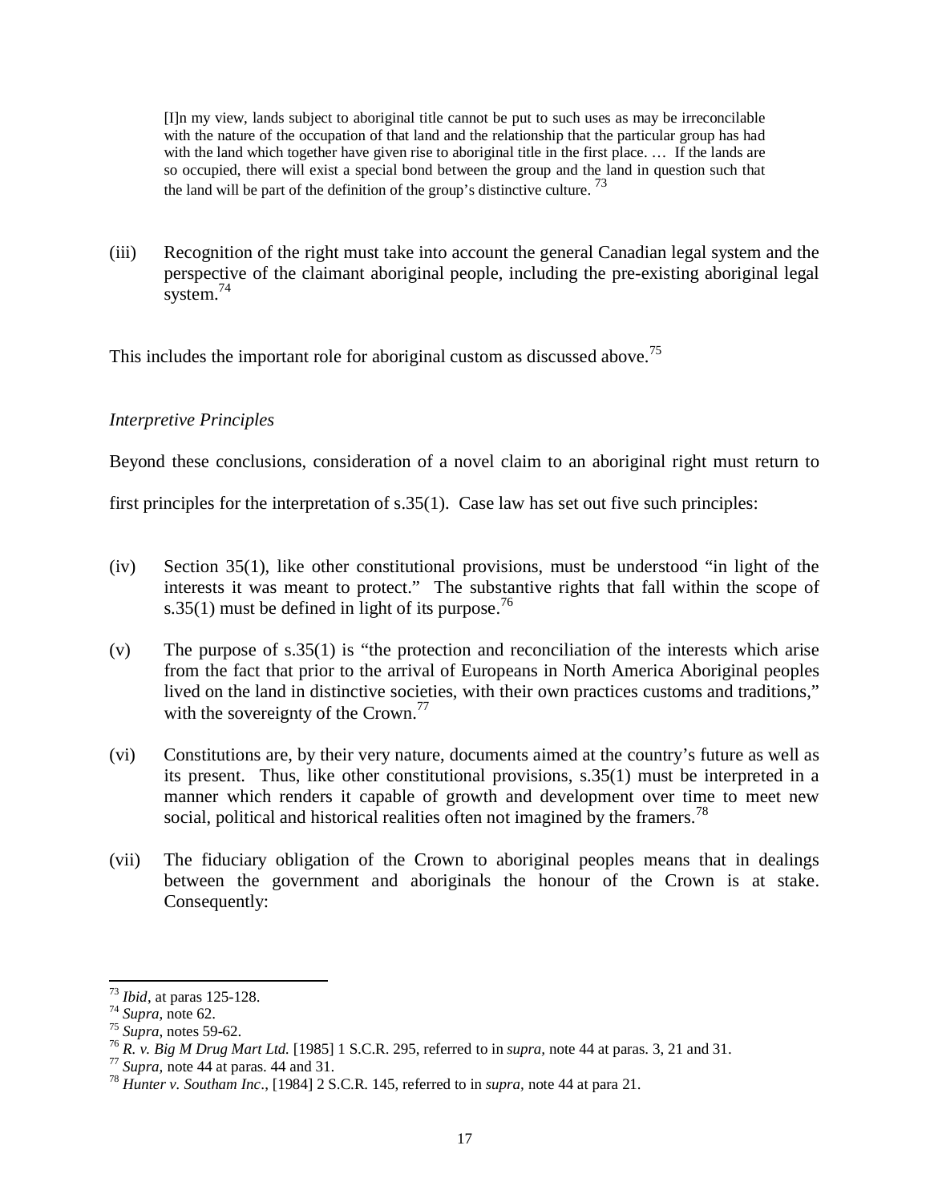> [I]n my view, lands subject to aboriginal title cannot be put to such uses as may be irreconcilable with the nature of the occupation of that land and the relationship that the particular group has had with the land which together have given rise to aboriginal title in the first place. … If the lands are so occupied, there will exist a special bond between the group and the land in question such that the land will be part of the definition of the group's distinctive culture.[73]

(iii) Recognition of the right must take into account the general Canadian legal system and the perspective of the claimant aboriginal people, including the pre-existing aboriginal legal system.[74]

This includes the important role for aboriginal custom as discussed above.[75]

*Interpretive Principles*

Beyond these conclusions, consideration of a novel claim to an aboriginal right must return to first principles for the interpretation of s.35(1). Case law has set out five such principles:

(iv) Section 35(1), like other constitutional provisions, must be understood "in light of the interests it was meant to protect." The substantive rights that fall within the scope of s.35(1) must be defined in light of its purpose.[76]

(v) The purpose of s.35(1) is "the protection and reconciliation of the interests which arise from the fact that prior to the arrival of Europeans in North America Aboriginal peoples lived on the land in distinctive societies, with their own practices customs and traditions," with the sovereignty of the Crown.[77]

(vi) Constitutions are, by their very nature, documents aimed at the country's future as well as its present. Thus, like other constitutional provisions, s.35(1) must be interpreted in a manner which renders it capable of growth and development over time to meet new social, political and historical realities often not imagined by the framers.[78]

(vii) The fiduciary obligation of the Crown to aboriginal peoples means that in dealings between the government and aboriginals the honour of the Crown is at stake. Consequently:

---

[73] *Ibid*, at paras 125-128.

[74] *Supra*, note 62.

[75] *Supra*, notes 59-62.

[76] *R. v. Big M Drug Mart Ltd.* [1985] 1 S.C.R. 295, referred to in *supra,* note 44 at paras. 3, 21 and 31.

[77] *Supra,* note 44 at paras. 44 and 31.

[78] *Hunter v. Southam Inc*., [1984] 2 S.C.R. 145, referred to in *supra,* note 44 at para 21.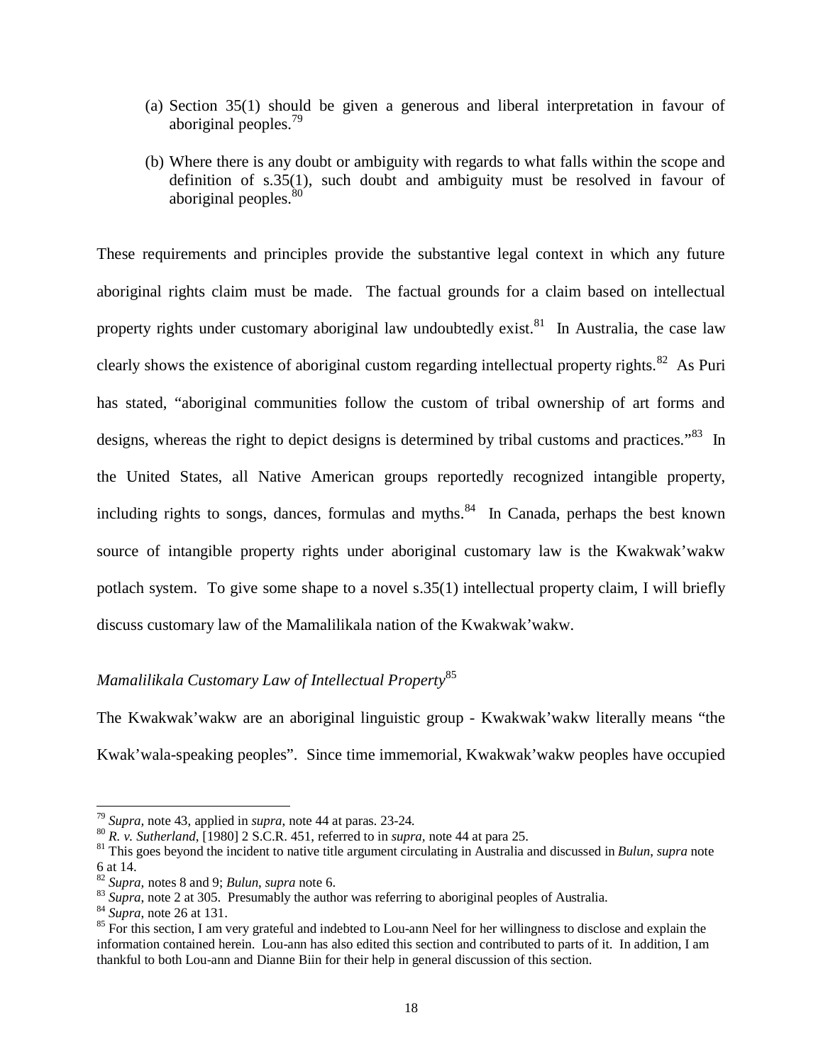(a) Section 35(1) should be given a generous and liberal interpretation in favour of aboriginal peoples.[79]

(b) Where there is any doubt or ambiguity with regards to what falls within the scope and definition of s.35(1), such doubt and ambiguity must be resolved in favour of aboriginal peoples.[80]

These requirements and principles provide the substantive legal context in which any future aboriginal rights claim must be made. The factual grounds for a claim based on intellectual property rights under customary aboriginal law undoubtedly exist.[81] In Australia, the case law clearly shows the existence of aboriginal custom regarding intellectual property rights.[82] As Puri has stated, "aboriginal communities follow the custom of tribal ownership of art forms and designs, whereas the right to depict designs is determined by tribal customs and practices."[83] In the United States, all Native American groups reportedly recognized intangible property, including rights to songs, dances, formulas and myths.[84] In Canada, perhaps the best known source of intangible property rights under aboriginal customary law is the Kwakwak'wakw potlach system. To give some shape to a novel s.35(1) intellectual property claim, I will briefly discuss customary law of the Mamalilikala nation of the Kwakwak'wakw.

### *Mamalilikala Customary Law of Intellectual Property*[85]

The Kwakwak'wakw are an aboriginal linguistic group - Kwakwak'wakw literally means "the Kwak'wala-speaking peoples". Since time immemorial, Kwakwak'wakw peoples have occupied

---

[79] *Supra*, note 43, applied in *supra*, note 44 at paras. 23-24.

[80] *R. v. Sutherland*, [1980] 2 S.C.R. 451, referred to in *supra*, note 44 at para 25.

[81] This goes beyond the incident to native title argument circulating in Australia and discussed in *Bulun*, *supra* note 6 at 14.

[82] *Supra*, notes 8 and 9; *Bulun*, *supra* note 6.

[83] *Supra*, note 2 at 305. Presumably the author was referring to aboriginal peoples of Australia.

[84] *Supra*, note 26 at 131.

[85] For this section, I am very grateful and indebted to Lou-ann Neel for her willingness to disclose and explain the information contained herein. Lou-ann has also edited this section and contributed to parts of it. In addition, I am thankful to both Lou-ann and Dianne Biin for their help in general discussion of this section.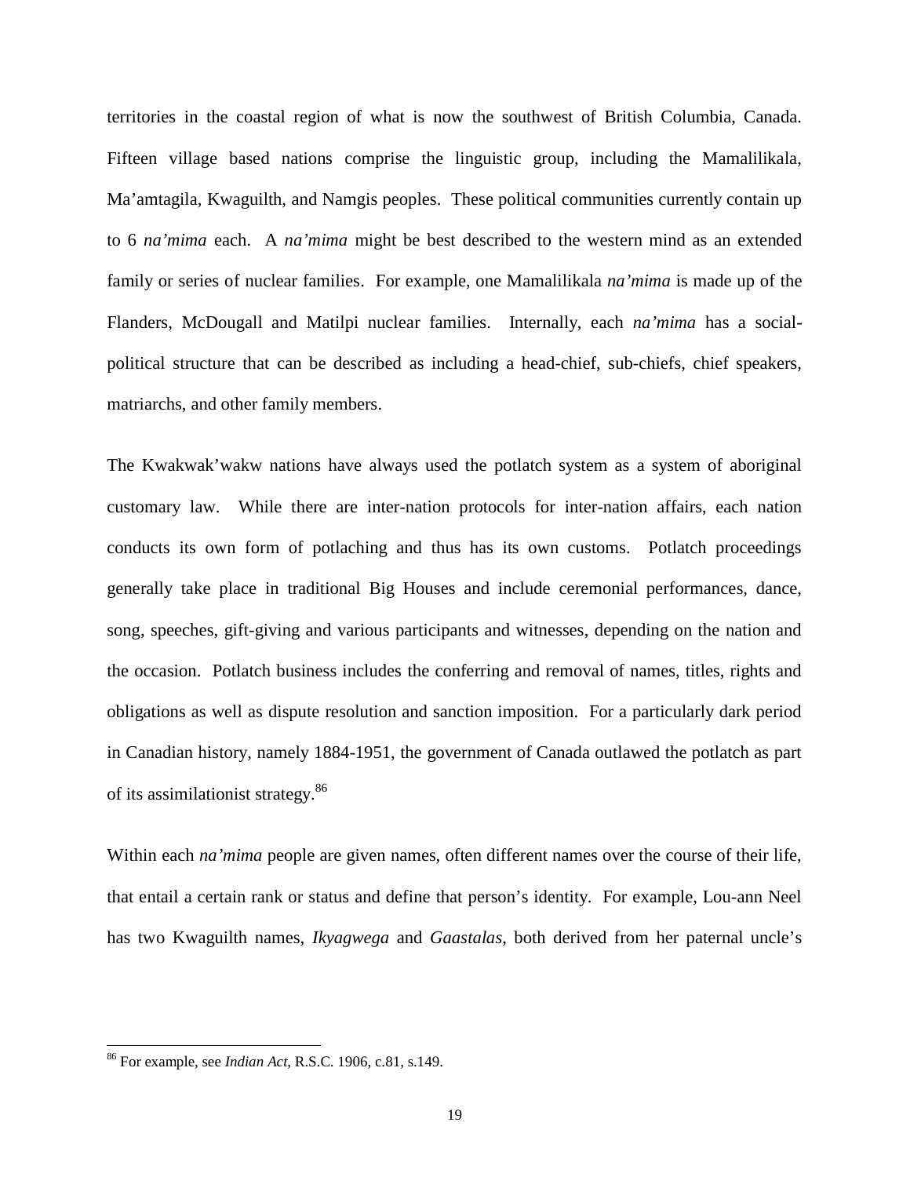territories in the coastal region of what is now the southwest of British Columbia, Canada. Fifteen village based nations comprise the linguistic group, including the Mamalilikala, Ma'amtagila, Kwaguilth, and Namgis peoples. These political communities currently contain up to 6 *na'mima* each. A *na'mima* might be best described to the western mind as an extended family or series of nuclear families. For example, one Mamalilikala *na'mima* is made up of the Flanders, McDougall and Matilpi nuclear families. Internally, each *na'mima* has a social-political structure that can be described as including a head-chief, sub-chiefs, chief speakers, matriarchs, and other family members.

The Kwakwak'wakw nations have always used the potlatch system as a system of aboriginal customary law. While there are inter-nation protocols for inter-nation affairs, each nation conducts its own form of potlaching and thus has its own customs. Potlatch proceedings generally take place in traditional Big Houses and include ceremonial performances, dance, song, speeches, gift-giving and various participants and witnesses, depending on the nation and the occasion. Potlatch business includes the conferring and removal of names, titles, rights and obligations as well as dispute resolution and sanction imposition. For a particularly dark period in Canadian history, namely 1884-1951, the government of Canada outlawed the potlatch as part of its assimilationist strategy.[86]

Within each *na'mima* people are given names, often different names over the course of their life, that entail a certain rank or status and define that person's identity. For example, Lou-ann Neel has two Kwaguilth names, *Ikyagwega* and *Gaastalas*, both derived from her paternal uncle's

---

[86] For example, see *Indian Act*, R.S.C. 1906, c.81, s.149.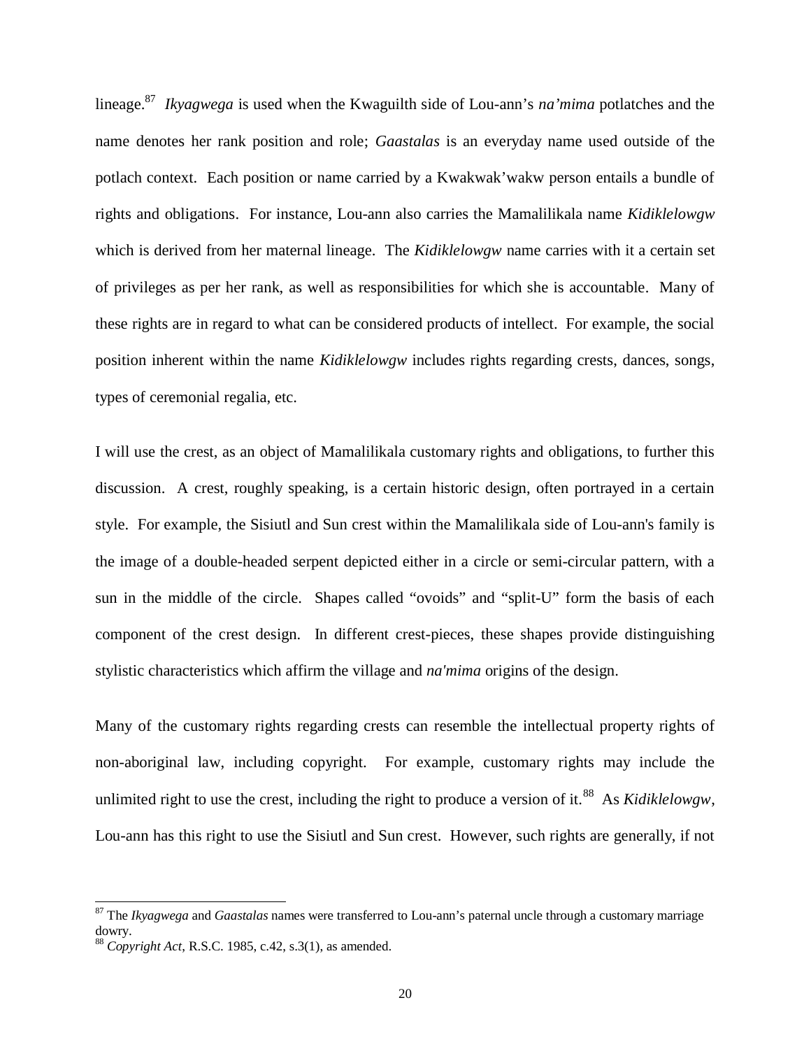lineage.[87] *Ikyagwega* is used when the Kwaguilth side of Lou-ann's *na'mima* potlatches and the name denotes her rank position and role; *Gaastalas* is an everyday name used outside of the potlach context. Each position or name carried by a Kwakwak'wakw person entails a bundle of rights and obligations. For instance, Lou-ann also carries the Mamalilikala name *Kidiklelowgw* which is derived from her maternal lineage. The *Kidiklelowgw* name carries with it a certain set of privileges as per her rank, as well as responsibilities for which she is accountable. Many of these rights are in regard to what can be considered products of intellect. For example, the social position inherent within the name *Kidiklelowgw* includes rights regarding crests, dances, songs, types of ceremonial regalia, etc.

I will use the crest, as an object of Mamalilikala customary rights and obligations, to further this discussion. A crest, roughly speaking, is a certain historic design, often portrayed in a certain style. For example, the Sisiutl and Sun crest within the Mamalilikala side of Lou-ann's family is the image of a double-headed serpent depicted either in a circle or semi-circular pattern, with a sun in the middle of the circle. Shapes called "ovoids" and "split-U" form the basis of each component of the crest design. In different crest-pieces, these shapes provide distinguishing stylistic characteristics which affirm the village and *na'mima* origins of the design.

Many of the customary rights regarding crests can resemble the intellectual property rights of non-aboriginal law, including copyright. For example, customary rights may include the unlimited right to use the crest, including the right to produce a version of it.[88] As *Kidiklelowgw*, Lou-ann has this right to use the Sisiutl and Sun crest. However, such rights are generally, if not

---

[87] The *Ikyagwega* and *Gaastalas* names were transferred to Lou-ann's paternal uncle through a customary marriage dowry.

[88] *Copyright Act*, R.S.C. 1985, c.42, s.3(1), as amended.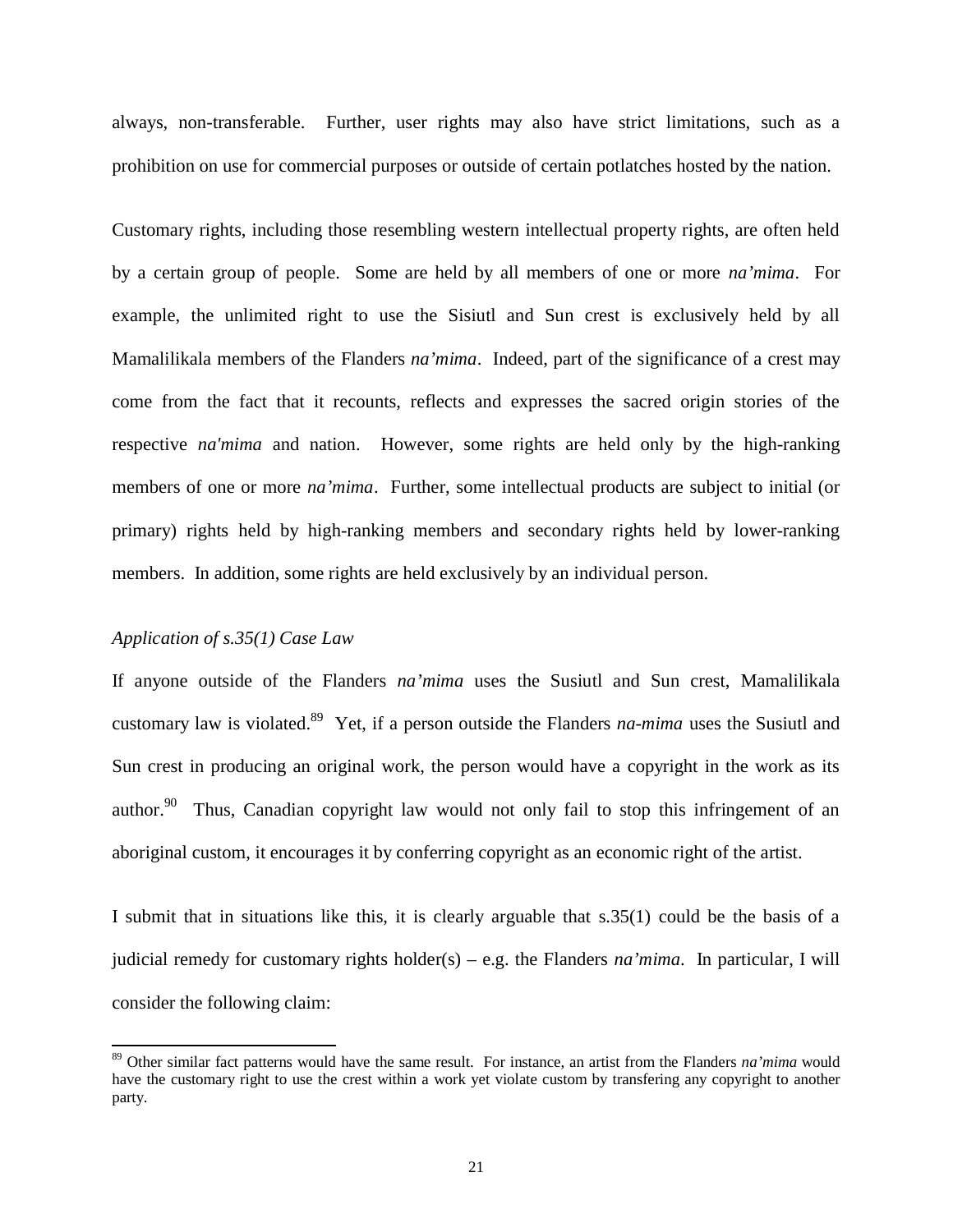always, non-transferable. Further, user rights may also have strict limitations, such as a prohibition on use for commercial purposes or outside of certain potlatches hosted by the nation.

Customary rights, including those resembling western intellectual property rights, are often held by a certain group of people. Some are held by all members of one or more *na'mima*. For example, the unlimited right to use the Sisiutl and Sun crest is exclusively held by all Mamalilikala members of the Flanders *na'mima*. Indeed, part of the significance of a crest may come from the fact that it recounts, reflects and expresses the sacred origin stories of the respective *na'mima* and nation. However, some rights are held only by the high-ranking members of one or more *na'mima*. Further, some intellectual products are subject to initial (or primary) rights held by high-ranking members and secondary rights held by lower-ranking members. In addition, some rights are held exclusively by an individual person.

*Application of s.35(1) Case Law*

If anyone outside of the Flanders *na'mima* uses the Susiutl and Sun crest, Mamalilikala customary law is violated.[89] Yet, if a person outside the Flanders *na-mima* uses the Susiutl and Sun crest in producing an original work, the person would have a copyright in the work as its author.[90] Thus, Canadian copyright law would not only fail to stop this infringement of an aboriginal custom, it encourages it by conferring copyright as an economic right of the artist.

I submit that in situations like this, it is clearly arguable that s.35(1) could be the basis of a judicial remedy for customary rights holder(s) – e.g. the Flanders *na'mima*. In particular, I will consider the following claim:

[89] Other similar fact patterns would have the same result. For instance, an artist from the Flanders *na'mima* would have the customary right to use the crest within a work yet violate custom by transfering any copyright to another party.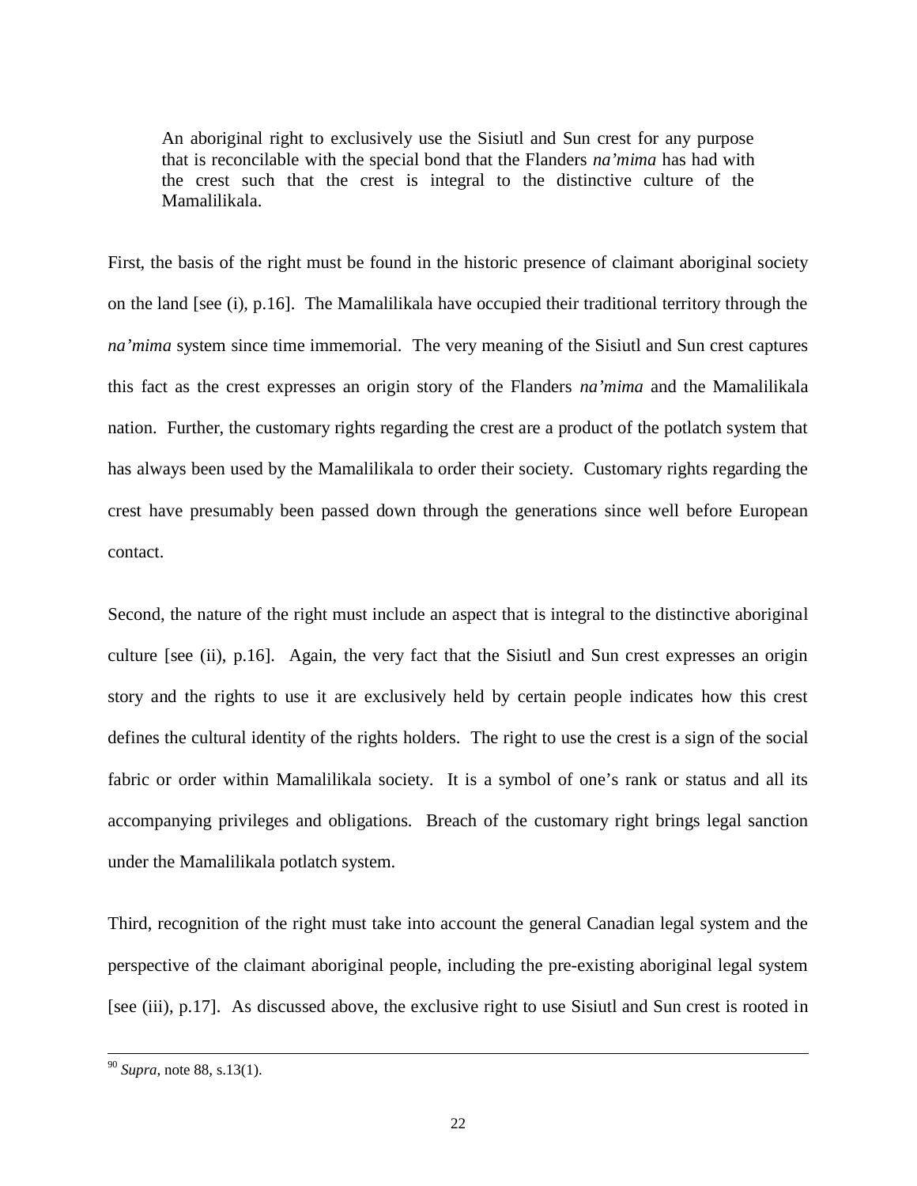> An aboriginal right to exclusively use the Sisiutl and Sun crest for any purpose that is reconcilable with the special bond that the Flanders *na'mima* has had with the crest such that the crest is integral to the distinctive culture of the Mamalilikala.

First, the basis of the right must be found in the historic presence of claimant aboriginal society on the land [see (i), p.16]. The Mamalilikala have occupied their traditional territory through the *na'mima* system since time immemorial. The very meaning of the Sisiutl and Sun crest captures this fact as the crest expresses an origin story of the Flanders *na'mima* and the Mamalilikala nation. Further, the customary rights regarding the crest are a product of the potlatch system that has always been used by the Mamalilikala to order their society. Customary rights regarding the crest have presumably been passed down through the generations since well before European contact.

Second, the nature of the right must include an aspect that is integral to the distinctive aboriginal culture [see (ii), p.16]. Again, the very fact that the Sisiutl and Sun crest expresses an origin story and the rights to use it are exclusively held by certain people indicates how this crest defines the cultural identity of the rights holders. The right to use the crest is a sign of the social fabric or order within Mamalilikala society. It is a symbol of one's rank or status and all its accompanying privileges and obligations. Breach of the customary right brings legal sanction under the Mamalilikala potlatch system.

Third, recognition of the right must take into account the general Canadian legal system and the perspective of the claimant aboriginal people, including the pre-existing aboriginal legal system [see (iii), p.17]. As discussed above, the exclusive right to use Sisiutl and Sun crest is rooted in

---

[90] *Supra*, note 88, s.13(1).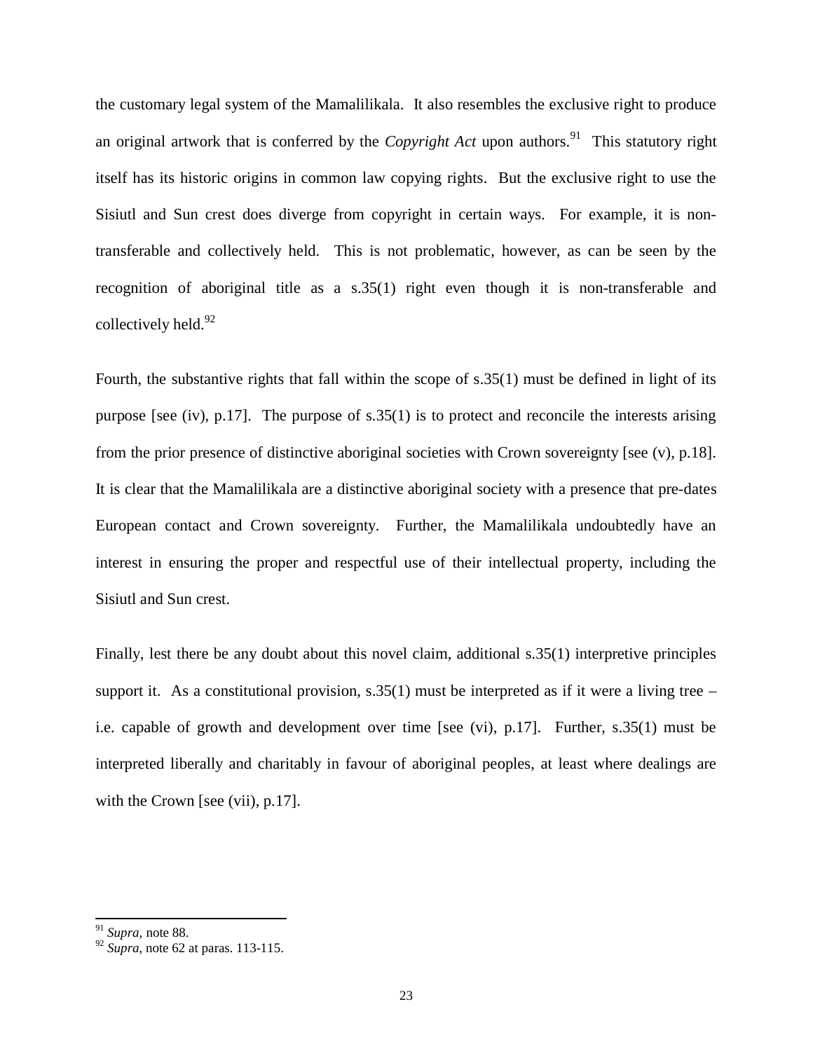the customary legal system of the Mamalilikala. It also resembles the exclusive right to produce an original artwork that is conferred by the *Copyright Act* upon authors.[91] This statutory right itself has its historic origins in common law copying rights. But the exclusive right to use the Sisiutl and Sun crest does diverge from copyright in certain ways. For example, it is non-transferable and collectively held. This is not problematic, however, as can be seen by the recognition of aboriginal title as a s.35(1) right even though it is non-transferable and collectively held.[92]

Fourth, the substantive rights that fall within the scope of s.35(1) must be defined in light of its purpose [see (iv), p.17]. The purpose of s.35(1) is to protect and reconcile the interests arising from the prior presence of distinctive aboriginal societies with Crown sovereignty [see (v), p.18]. It is clear that the Mamalilikala are a distinctive aboriginal society with a presence that pre-dates European contact and Crown sovereignty. Further, the Mamalilikala undoubtedly have an interest in ensuring the proper and respectful use of their intellectual property, including the Sisiutl and Sun crest.

Finally, lest there be any doubt about this novel claim, additional s.35(1) interpretive principles support it. As a constitutional provision, s.35(1) must be interpreted as if it were a living tree – i.e. capable of growth and development over time [see (vi), p.17]. Further, s.35(1) must be interpreted liberally and charitably in favour of aboriginal peoples, at least where dealings are with the Crown [see (vii), p.17].

---

[91] *Supra,* note 88.

[92] *Supra*, note 62 at paras. 113-115.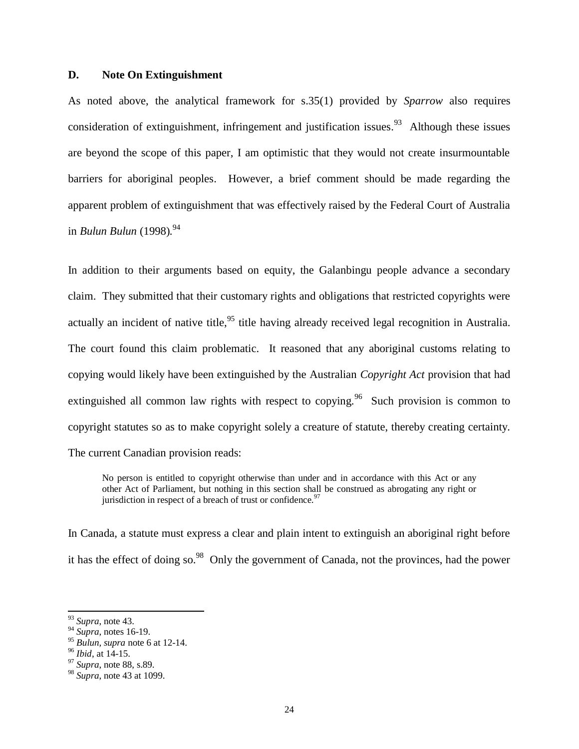### D. Note On Extinguishment

As noted above, the analytical framework for s.35(1) provided by *Sparrow* also requires consideration of extinguishment, infringement and justification issues.[93] Although these issues are beyond the scope of this paper, I am optimistic that they would not create insurmountable barriers for aboriginal peoples. However, a brief comment should be made regarding the apparent problem of extinguishment that was effectively raised by the Federal Court of Australia in *Bulun Bulun* (1998).[94]

In addition to their arguments based on equity, the Galanbingu people advance a secondary claim. They submitted that their customary rights and obligations that restricted copyrights were actually an incident of native title,[95] title having already received legal recognition in Australia. The court found this claim problematic. It reasoned that any aboriginal customs relating to copying would likely have been extinguished by the Australian *Copyright Act* provision that had extinguished all common law rights with respect to copying.[96] Such provision is common to copyright statutes so as to make copyright solely a creature of statute, thereby creating certainty. The current Canadian provision reads:

> No person is entitled to copyright otherwise than under and in accordance with this Act or any other Act of Parliament, but nothing in this section shall be construed as abrogating any right or jurisdiction in respect of a breach of trust or confidence.[97]

In Canada, a statute must express a clear and plain intent to extinguish an aboriginal right before it has the effect of doing so.[98] Only the government of Canada, not the provinces, had the power

---

[93] *Supra*, note 43.
[94] *Supra*, notes 16-19.
[95] *Bulun, supra* note 6 at 12-14.
[96] *Ibid*, at 14-15.
[97] *Supra*, note 88, s.89.
[98] *Supra*, note 43 at 1099.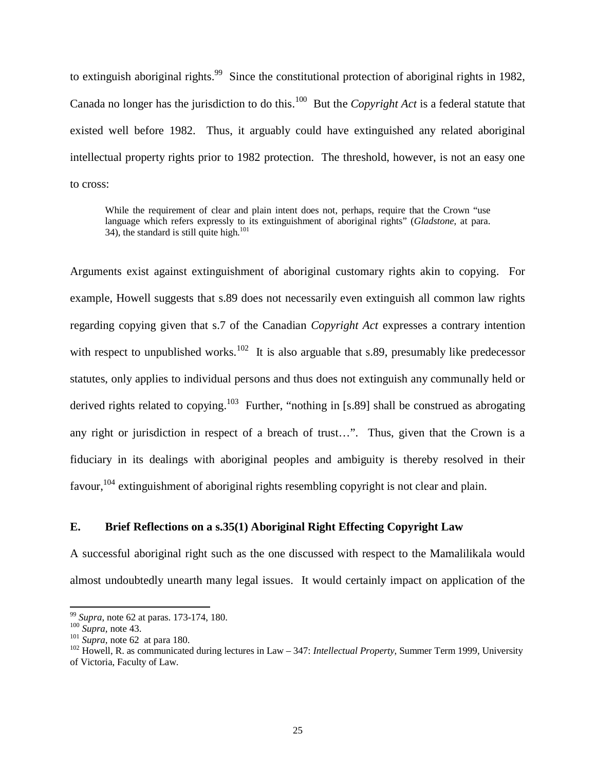to extinguish aboriginal rights.[99] Since the constitutional protection of aboriginal rights in 1982, Canada no longer has the jurisdiction to do this.[100] But the *Copyright Act* is a federal statute that existed well before 1982. Thus, it arguably could have extinguished any related aboriginal intellectual property rights prior to 1982 protection. The threshold, however, is not an easy one to cross:

> While the requirement of clear and plain intent does not, perhaps, require that the Crown "use language which refers expressly to its extinguishment of aboriginal rights" (*Gladstone,* at para. 34), the standard is still quite high.[101]

Arguments exist against extinguishment of aboriginal customary rights akin to copying. For example, Howell suggests that s.89 does not necessarily even extinguish all common law rights regarding copying given that s.7 of the Canadian *Copyright Act* expresses a contrary intention with respect to unpublished works.[102] It is also arguable that s.89, presumably like predecessor statutes, only applies to individual persons and thus does not extinguish any communally held or derived rights related to copying.[103] Further, "nothing in [s.89] shall be construed as abrogating any right or jurisdiction in respect of a breach of trust…". Thus, given that the Crown is a fiduciary in its dealings with aboriginal peoples and ambiguity is thereby resolved in their favour,[104] extinguishment of aboriginal rights resembling copyright is not clear and plain.

### E. Brief Reflections on a s.35(1) Aboriginal Right Effecting Copyright Law

A successful aboriginal right such as the one discussed with respect to the Mamalilikala would almost undoubtedly unearth many legal issues. It would certainly impact on application of the

---

[99] *Supra*, note 62 at paras. 173-174, 180.

[100] *Supra*, note 43.

[101] *Supra*, note 62 at para 180.

[102] Howell, R. as communicated during lectures in Law – 347: *Intellectual Property*, Summer Term 1999, University of Victoria, Faculty of Law.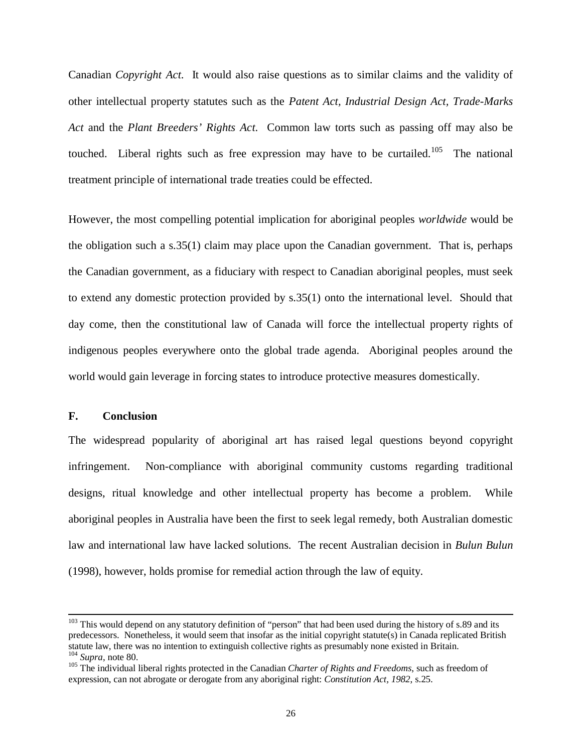Canadian *Copyright Act*. It would also raise questions as to similar claims and the validity of other intellectual property statutes such as the *Patent Act, Industrial Design Act, Trade-Marks Act* and the *Plant Breeders' Rights Act*. Common law torts such as passing off may also be touched. Liberal rights such as free expression may have to be curtailed.[105] The national treatment principle of international trade treaties could be effected.

However, the most compelling potential implication for aboriginal peoples *worldwide* would be the obligation such a s.35(1) claim may place upon the Canadian government. That is, perhaps the Canadian government, as a fiduciary with respect to Canadian aboriginal peoples, must seek to extend any domestic protection provided by s.35(1) onto the international level. Should that day come, then the constitutional law of Canada will force the intellectual property rights of indigenous peoples everywhere onto the global trade agenda. Aboriginal peoples around the world would gain leverage in forcing states to introduce protective measures domestically.

## F. Conclusion

The widespread popularity of aboriginal art has raised legal questions beyond copyright infringement. Non-compliance with aboriginal community customs regarding traditional designs, ritual knowledge and other intellectual property has become a problem. While aboriginal peoples in Australia have been the first to seek legal remedy, both Australian domestic law and international law have lacked solutions. The recent Australian decision in *Bulun Bulun* (1998), however, holds promise for remedial action through the law of equity.

---

[103] This would depend on any statutory definition of "person" that had been used during the history of s.89 and its predecessors. Nonetheless, it would seem that insofar as the initial copyright statute(s) in Canada replicated British statute law, there was no intention to extinguish collective rights as presumably none existed in Britain.

[104] *Supra*, note 80.

[105] The individual liberal rights protected in the Canadian *Charter of Rights and Freedoms*, such as freedom of expression, can not abrogate or derogate from any aboriginal right: *Constitution Act, 1982*, s.25.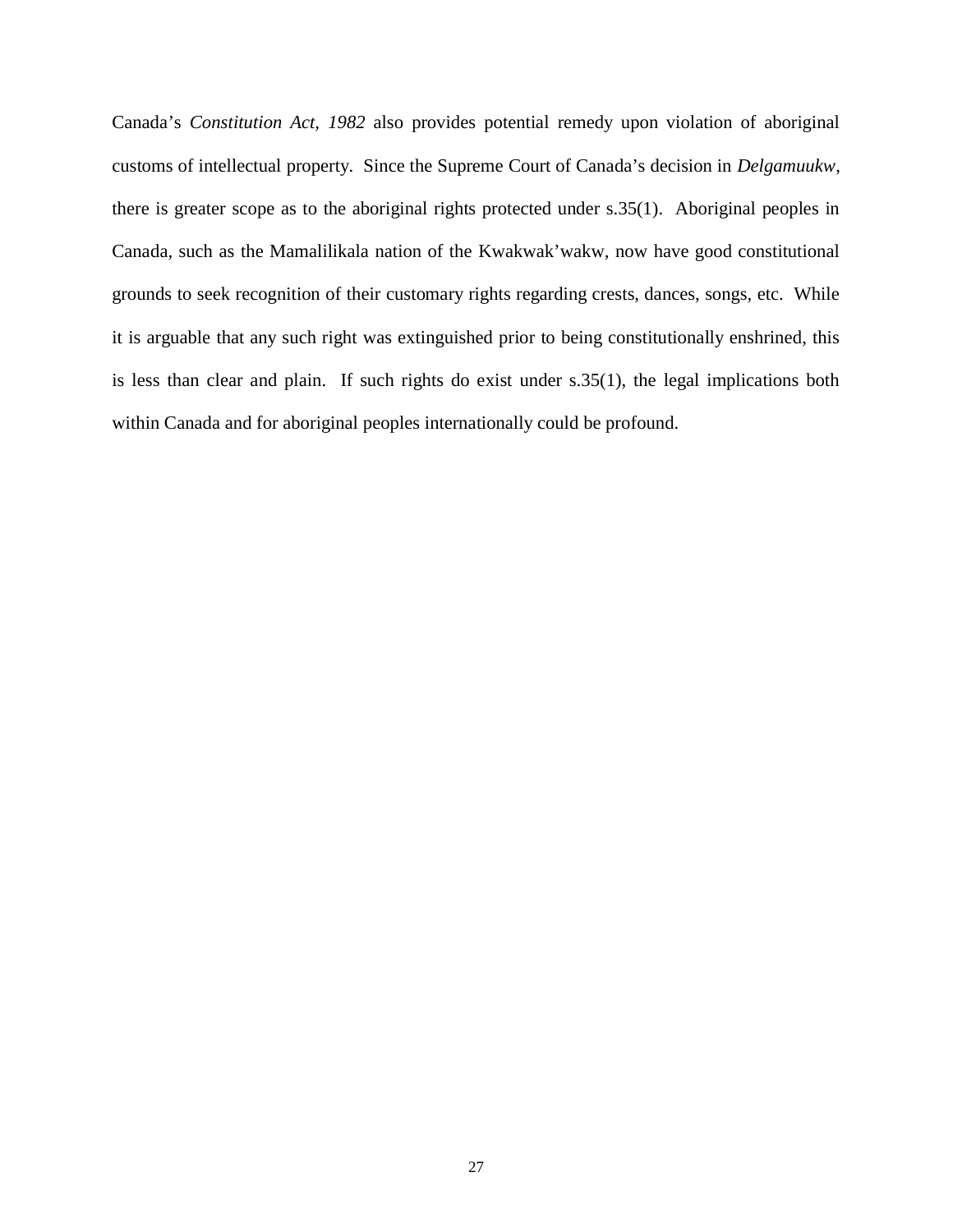Canada's *Constitution Act, 1982* also provides potential remedy upon violation of aboriginal customs of intellectual property. Since the Supreme Court of Canada's decision in *Delgamuukw*, there is greater scope as to the aboriginal rights protected under s.35(1). Aboriginal peoples in Canada, such as the Mamalilikala nation of the Kwakwak'wakw, now have good constitutional grounds to seek recognition of their customary rights regarding crests, dances, songs, etc. While it is arguable that any such right was extinguished prior to being constitutionally enshrined, this is less than clear and plain. If such rights do exist under s.35(1), the legal implications both within Canada and for aboriginal peoples internationally could be profound.